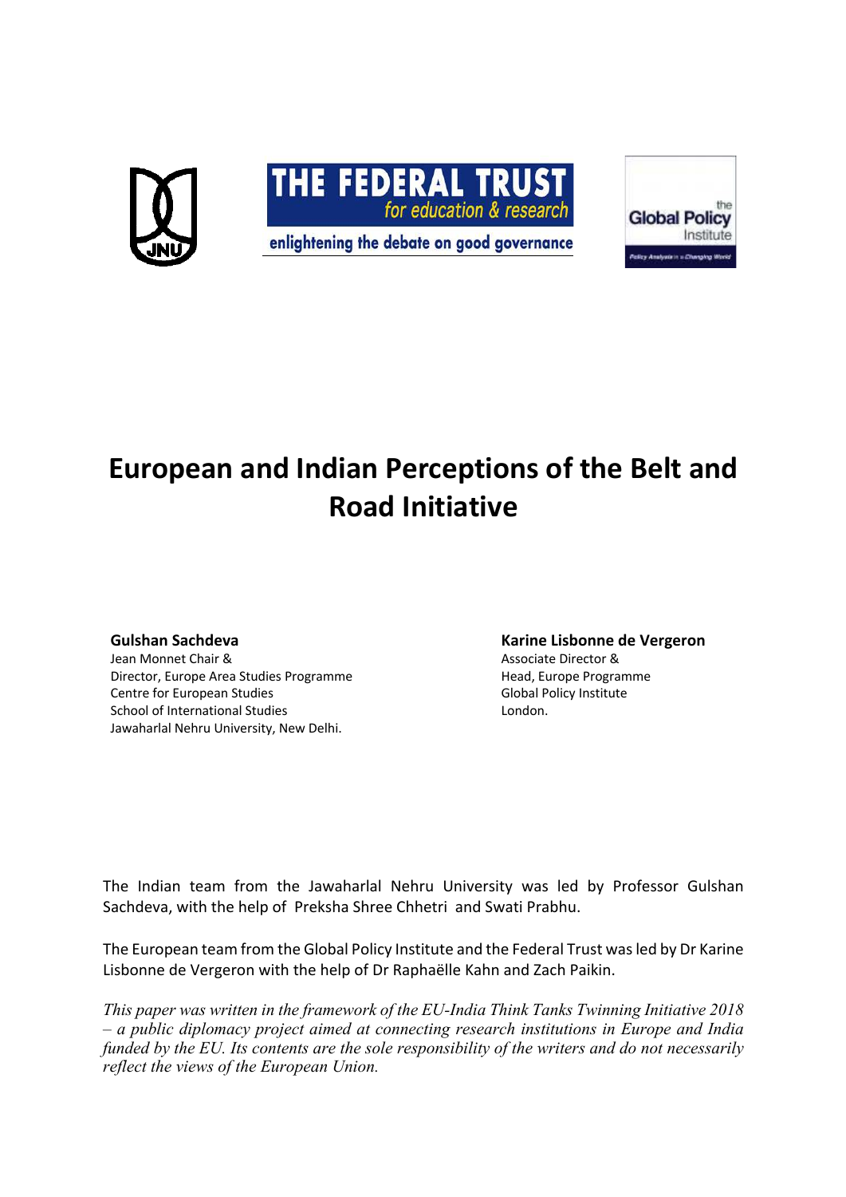THE FEDERAL TRUST
*for education & research*

enlightening the debate on good governance

the Global Policy Institute

# European and Indian Perceptions of the Belt and Road Initiative

**Gulshan Sachdeva**
Jean Monnet Chair &
Director, Europe Area Studies Programme
Centre for European Studies
School of International Studies
Jawaharlal Nehru University, New Delhi.

**Karine Lisbonne de Vergeron**
Associate Director &
Head, Europe Programme
Global Policy Institute
London.

The Indian team from the Jawaharlal Nehru University was led by Professor Gulshan Sachdeva, with the help of Preksha Shree Chhetri and Swati Prabhu.

The European team from the Global Policy Institute and the Federal Trust was led by Dr Karine Lisbonne de Vergeron with the help of Dr Raphaëlle Kahn and Zach Paikin.

*This paper was written in the framework of the EU-India Think Tanks Twinning Initiative 2018 – a public diplomacy project aimed at connecting research institutions in Europe and India funded by the EU. Its contents are the sole responsibility of the writers and do not necessarily reflect the views of the European Union.*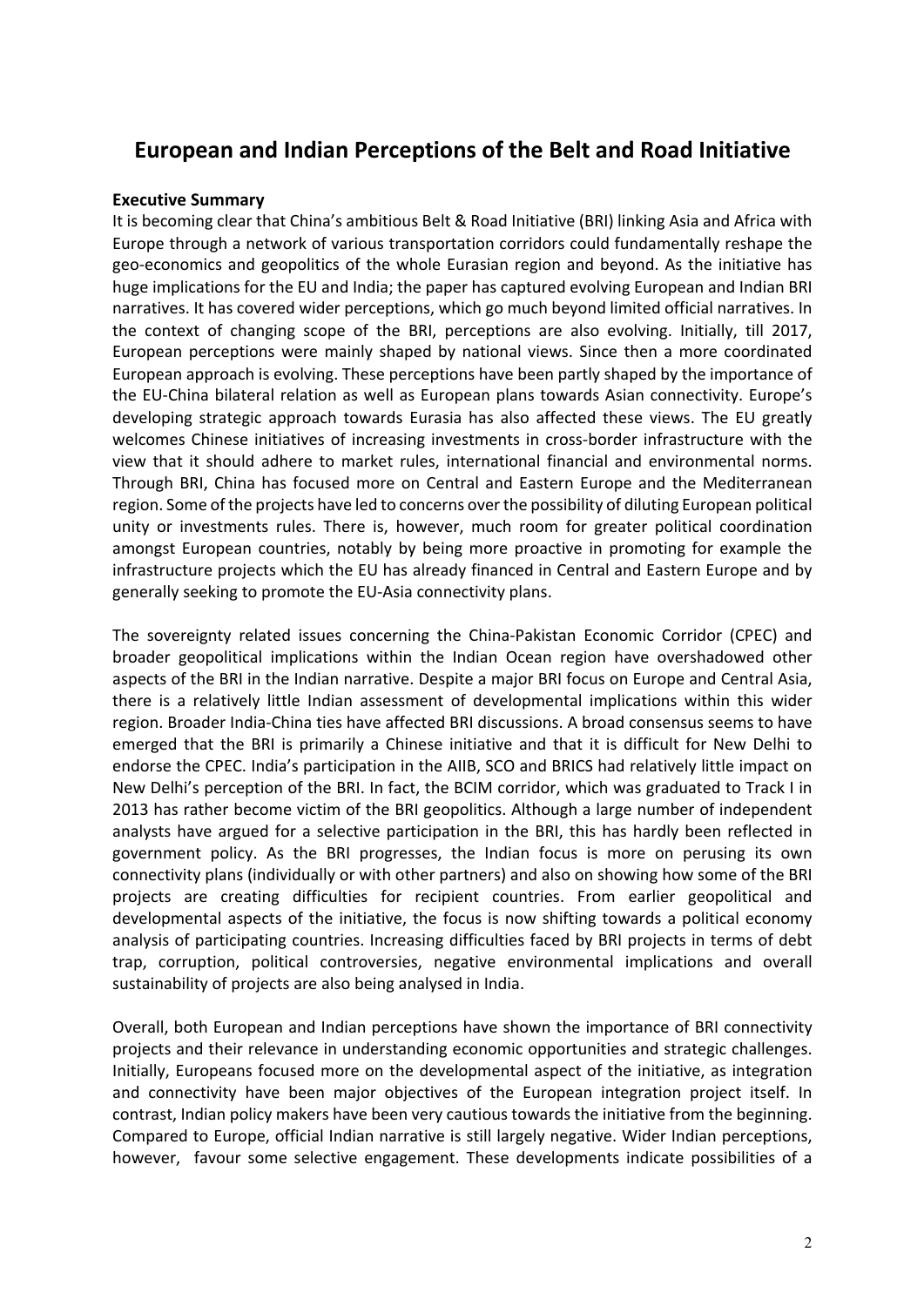# European and Indian Perceptions of the Belt and Road Initiative

**Executive Summary**

It is becoming clear that China's ambitious Belt & Road Initiative (BRI) linking Asia and Africa with Europe through a network of various transportation corridors could fundamentally reshape the geo-economics and geopolitics of the whole Eurasian region and beyond. As the initiative has huge implications for the EU and India; the paper has captured evolving European and Indian BRI narratives. It has covered wider perceptions, which go much beyond limited official narratives. In the context of changing scope of the BRI, perceptions are also evolving. Initially, till 2017, European perceptions were mainly shaped by national views. Since then a more coordinated European approach is evolving. These perceptions have been partly shaped by the importance of the EU-China bilateral relation as well as European plans towards Asian connectivity. Europe's developing strategic approach towards Eurasia has also affected these views. The EU greatly welcomes Chinese initiatives of increasing investments in cross-border infrastructure with the view that it should adhere to market rules, international financial and environmental norms. Through BRI, China has focused more on Central and Eastern Europe and the Mediterranean region. Some of the projects have led to concerns over the possibility of diluting European political unity or investments rules. There is, however, much room for greater political coordination amongst European countries, notably by being more proactive in promoting for example the infrastructure projects which the EU has already financed in Central and Eastern Europe and by generally seeking to promote the EU-Asia connectivity plans.

The sovereignty related issues concerning the China-Pakistan Economic Corridor (CPEC) and broader geopolitical implications within the Indian Ocean region have overshadowed other aspects of the BRI in the Indian narrative. Despite a major BRI focus on Europe and Central Asia, there is a relatively little Indian assessment of developmental implications within this wider region. Broader India-China ties have affected BRI discussions. A broad consensus seems to have emerged that the BRI is primarily a Chinese initiative and that it is difficult for New Delhi to endorse the CPEC. India's participation in the AIIB, SCO and BRICS had relatively little impact on New Delhi's perception of the BRI. In fact, the BCIM corridor, which was graduated to Track I in 2013 has rather become victim of the BRI geopolitics. Although a large number of independent analysts have argued for a selective participation in the BRI, this has hardly been reflected in government policy. As the BRI progresses, the Indian focus is more on perusing its own connectivity plans (individually or with other partners) and also on showing how some of the BRI projects are creating difficulties for recipient countries. From earlier geopolitical and developmental aspects of the initiative, the focus is now shifting towards a political economy analysis of participating countries. Increasing difficulties faced by BRI projects in terms of debt trap, corruption, political controversies, negative environmental implications and overall sustainability of projects are also being analysed in India.

Overall, both European and Indian perceptions have shown the importance of BRI connectivity projects and their relevance in understanding economic opportunities and strategic challenges. Initially, Europeans focused more on the developmental aspect of the initiative, as integration and connectivity have been major objectives of the European integration project itself. In contrast, Indian policy makers have been very cautious towards the initiative from the beginning. Compared to Europe, official Indian narrative is still largely negative. Wider Indian perceptions, however, favour some selective engagement. These developments indicate possibilities of a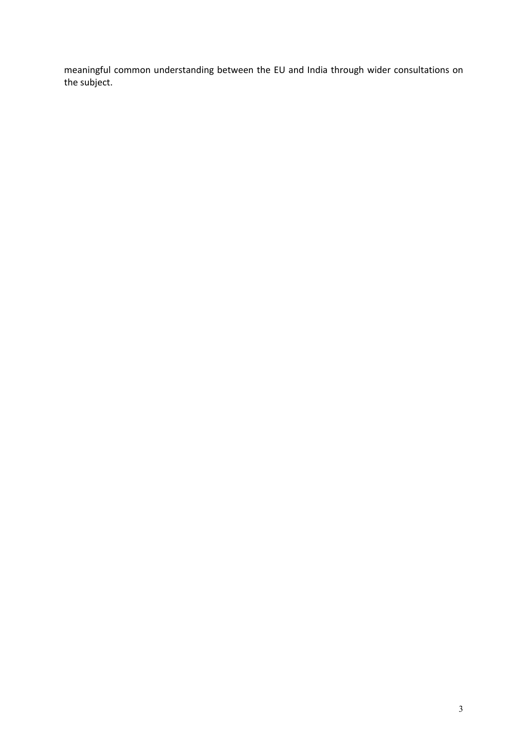meaningful common understanding between the EU and India through wider consultations on the subject.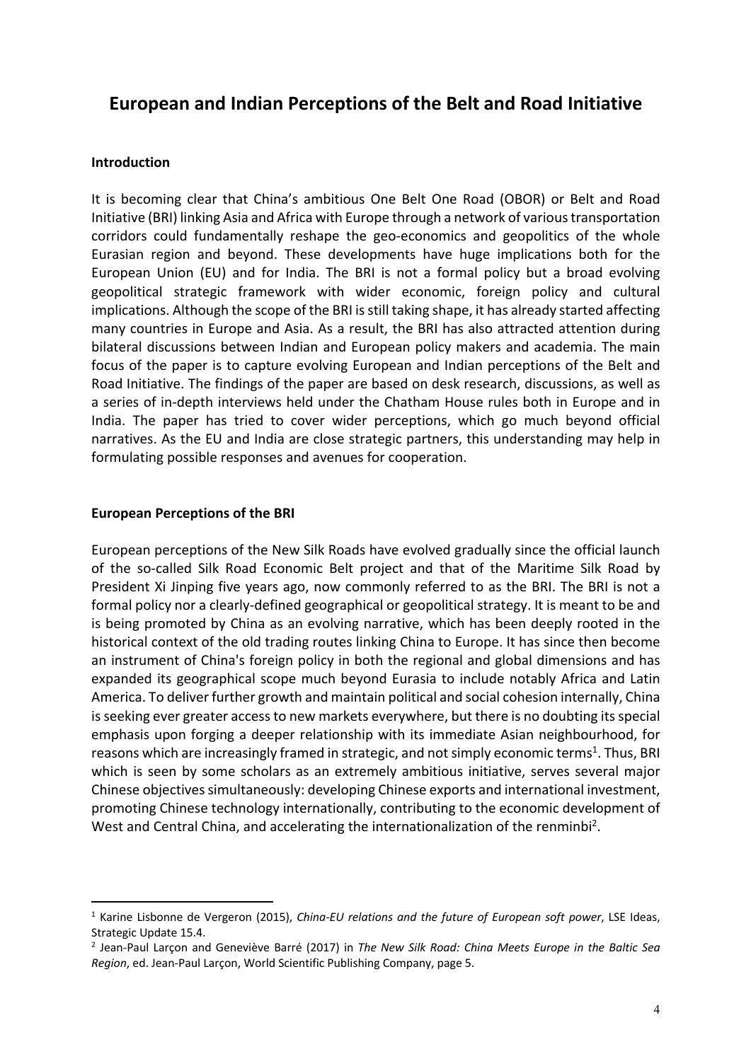# European and Indian Perceptions of the Belt and Road Initiative

**Introduction**

It is becoming clear that China's ambitious One Belt One Road (OBOR) or Belt and Road Initiative (BRI) linking Asia and Africa with Europe through a network of various transportation corridors could fundamentally reshape the geo-economics and geopolitics of the whole Eurasian region and beyond. These developments have huge implications both for the European Union (EU) and for India. The BRI is not a formal policy but a broad evolving geopolitical strategic framework with wider economic, foreign policy and cultural implications. Although the scope of the BRI is still taking shape, it has already started affecting many countries in Europe and Asia. As a result, the BRI has also attracted attention during bilateral discussions between Indian and European policy makers and academia. The main focus of the paper is to capture evolving European and Indian perceptions of the Belt and Road Initiative. The findings of the paper are based on desk research, discussions, as well as a series of in-depth interviews held under the Chatham House rules both in Europe and in India. The paper has tried to cover wider perceptions, which go much beyond official narratives. As the EU and India are close strategic partners, this understanding may help in formulating possible responses and avenues for cooperation.

**European Perceptions of the BRI**

European perceptions of the New Silk Roads have evolved gradually since the official launch of the so-called Silk Road Economic Belt project and that of the Maritime Silk Road by President Xi Jinping five years ago, now commonly referred to as the BRI. The BRI is not a formal policy nor a clearly-defined geographical or geopolitical strategy. It is meant to be and is being promoted by China as an evolving narrative, which has been deeply rooted in the historical context of the old trading routes linking China to Europe. It has since then become an instrument of China's foreign policy in both the regional and global dimensions and has expanded its geographical scope much beyond Eurasia to include notably Africa and Latin America. To deliver further growth and maintain political and social cohesion internally, China is seeking ever greater access to new markets everywhere, but there is no doubting its special emphasis upon forging a deeper relationship with its immediate Asian neighbourhood, for reasons which are increasingly framed in strategic, and not simply economic terms[1]. Thus, BRI which is seen by some scholars as an extremely ambitious initiative, serves several major Chinese objectives simultaneously: developing Chinese exports and international investment, promoting Chinese technology internationally, contributing to the economic development of West and Central China, and accelerating the internationalization of the renminbi[2].

---

[1] Karine Lisbonne de Vergeron (2015), *China-EU relations and the future of European soft power*, LSE Ideas, Strategic Update 15.4.

[2] Jean-Paul Larçon and Geneviève Barré (2017) in *The New Silk Road: China Meets Europe in the Baltic Sea Region*, ed. Jean-Paul Larçon, World Scientific Publishing Company, page 5.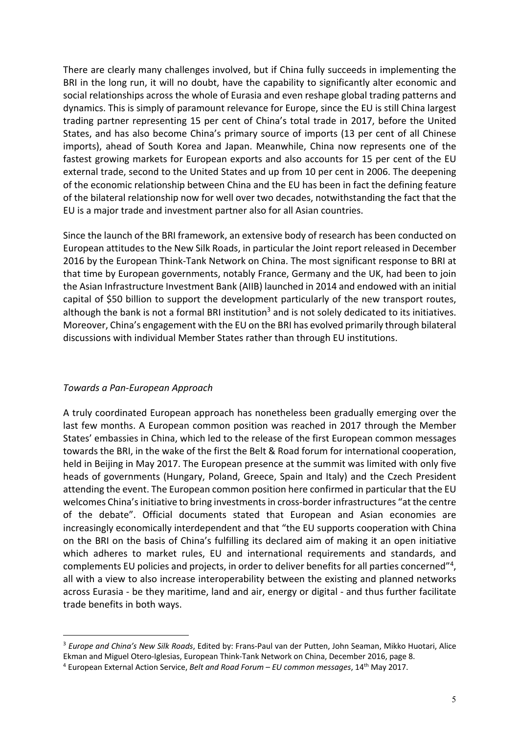There are clearly many challenges involved, but if China fully succeeds in implementing the BRI in the long run, it will no doubt, have the capability to significantly alter economic and social relationships across the whole of Eurasia and even reshape global trading patterns and dynamics. This is simply of paramount relevance for Europe, since the EU is still China largest trading partner representing 15 per cent of China's total trade in 2017, before the United States, and has also become China's primary source of imports (13 per cent of all Chinese imports), ahead of South Korea and Japan. Meanwhile, China now represents one of the fastest growing markets for European exports and also accounts for 15 per cent of the EU external trade, second to the United States and up from 10 per cent in 2006. The deepening of the economic relationship between China and the EU has been in fact the defining feature of the bilateral relationship now for well over two decades, notwithstanding the fact that the EU is a major trade and investment partner also for all Asian countries.

Since the launch of the BRI framework, an extensive body of research has been conducted on European attitudes to the New Silk Roads, in particular the Joint report released in December 2016 by the European Think-Tank Network on China. The most significant response to BRI at that time by European governments, notably France, Germany and the UK, had been to join the Asian Infrastructure Investment Bank (AIIB) launched in 2014 and endowed with an initial capital of $50 billion to support the development particularly of the new transport routes, although the bank is not a formal BRI institution[3] and is not solely dedicated to its initiatives. Moreover, China's engagement with the EU on the BRI has evolved primarily through bilateral discussions with individual Member States rather than through EU institutions.

*Towards a Pan-European Approach*

A truly coordinated European approach has nonetheless been gradually emerging over the last few months. A European common position was reached in 2017 through the Member States' embassies in China, which led to the release of the first European common messages towards the BRI, in the wake of the first the Belt & Road forum for international cooperation, held in Beijing in May 2017. The European presence at the summit was limited with only five heads of governments (Hungary, Poland, Greece, Spain and Italy) and the Czech President attending the event. The European common position here confirmed in particular that the EU welcomes China's initiative to bring investments in cross-border infrastructures "at the centre of the debate". Official documents stated that European and Asian economies are increasingly economically interdependent and that "the EU supports cooperation with China on the BRI on the basis of China's fulfilling its declared aim of making it an open initiative which adheres to market rules, EU and international requirements and standards, and complements EU policies and projects, in order to deliver benefits for all parties concerned"[4], all with a view to also increase interoperability between the existing and planned networks across Eurasia - be they maritime, land and air, energy or digital - and thus further facilitate trade benefits in both ways.

---

[3] *Europe and China's New Silk Roads*, Edited by: Frans-Paul van der Putten, John Seaman, Mikko Huotari, Alice Ekman and Miguel Otero-Iglesias, European Think-Tank Network on China, December 2016, page 8.

[4] European External Action Service, *Belt and Road Forum – EU common messages*, 14th May 2017.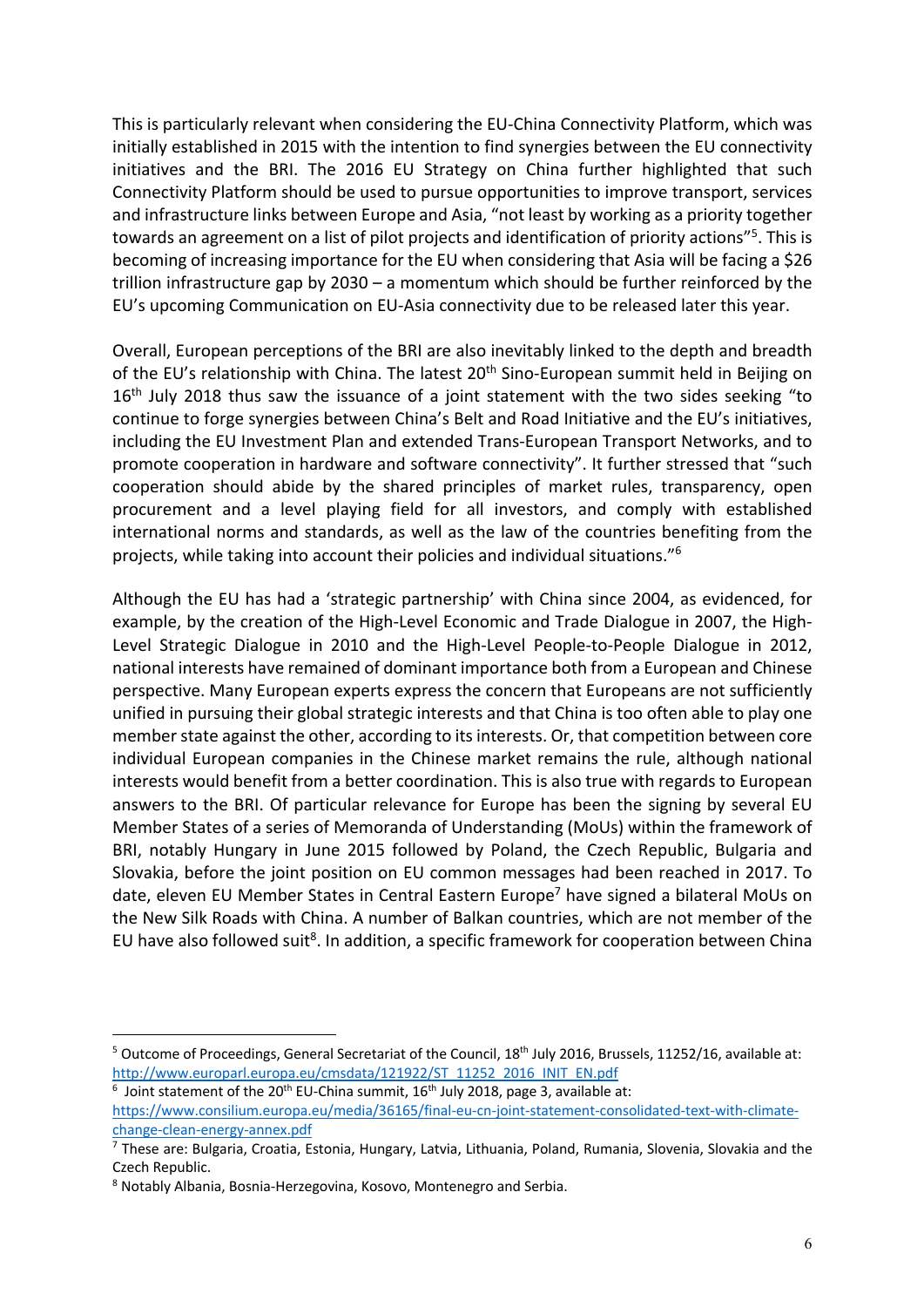This is particularly relevant when considering the EU-China Connectivity Platform, which was initially established in 2015 with the intention to find synergies between the EU connectivity initiatives and the BRI. The 2016 EU Strategy on China further highlighted that such Connectivity Platform should be used to pursue opportunities to improve transport, services and infrastructure links between Europe and Asia, "not least by working as a priority together towards an agreement on a list of pilot projects and identification of priority actions"[5]. This is becoming of increasing importance for the EU when considering that Asia will be facing a $26 trillion infrastructure gap by 2030 – a momentum which should be further reinforced by the EU's upcoming Communication on EU-Asia connectivity due to be released later this year.

Overall, European perceptions of the BRI are also inevitably linked to the depth and breadth of the EU's relationship with China. The latest 20th Sino-European summit held in Beijing on 16th July 2018 thus saw the issuance of a joint statement with the two sides seeking "to continue to forge synergies between China's Belt and Road Initiative and the EU's initiatives, including the EU Investment Plan and extended Trans-European Transport Networks, and to promote cooperation in hardware and software connectivity". It further stressed that "such cooperation should abide by the shared principles of market rules, transparency, open procurement and a level playing field for all investors, and comply with established international norms and standards, as well as the law of the countries benefiting from the projects, while taking into account their policies and individual situations."[6]

Although the EU has had a 'strategic partnership' with China since 2004, as evidenced, for example, by the creation of the High-Level Economic and Trade Dialogue in 2007, the High-Level Strategic Dialogue in 2010 and the High-Level People-to-People Dialogue in 2012, national interests have remained of dominant importance both from a European and Chinese perspective. Many European experts express the concern that Europeans are not sufficiently unified in pursuing their global strategic interests and that China is too often able to play one member state against the other, according to its interests. Or, that competition between core individual European companies in the Chinese market remains the rule, although national interests would benefit from a better coordination. This is also true with regards to European answers to the BRI. Of particular relevance for Europe has been the signing by several EU Member States of a series of Memoranda of Understanding (MoUs) within the framework of BRI, notably Hungary in June 2015 followed by Poland, the Czech Republic, Bulgaria and Slovakia, before the joint position on EU common messages had been reached in 2017. To date, eleven EU Member States in Central Eastern Europe[7] have signed a bilateral MoUs on the New Silk Roads with China. A number of Balkan countries, which are not member of the EU have also followed suit[8]. In addition, a specific framework for cooperation between China

---

[5] Outcome of Proceedings, General Secretariat of the Council, 18th July 2016, Brussels, 11252/16, available at: http://www.europarl.europa.eu/cmsdata/121922/ST_11252_2016_INIT_EN.pdf

[6] Joint statement of the 20th EU-China summit, 16th July 2018, page 3, available at: https://www.consilium.europa.eu/media/36165/final-eu-cn-joint-statement-consolidated-text-with-climate-change-clean-energy-annex.pdf

[7] These are: Bulgaria, Croatia, Estonia, Hungary, Latvia, Lithuania, Poland, Rumania, Slovenia, Slovakia and the Czech Republic.

[8] Notably Albania, Bosnia-Herzegovina, Kosovo, Montenegro and Serbia.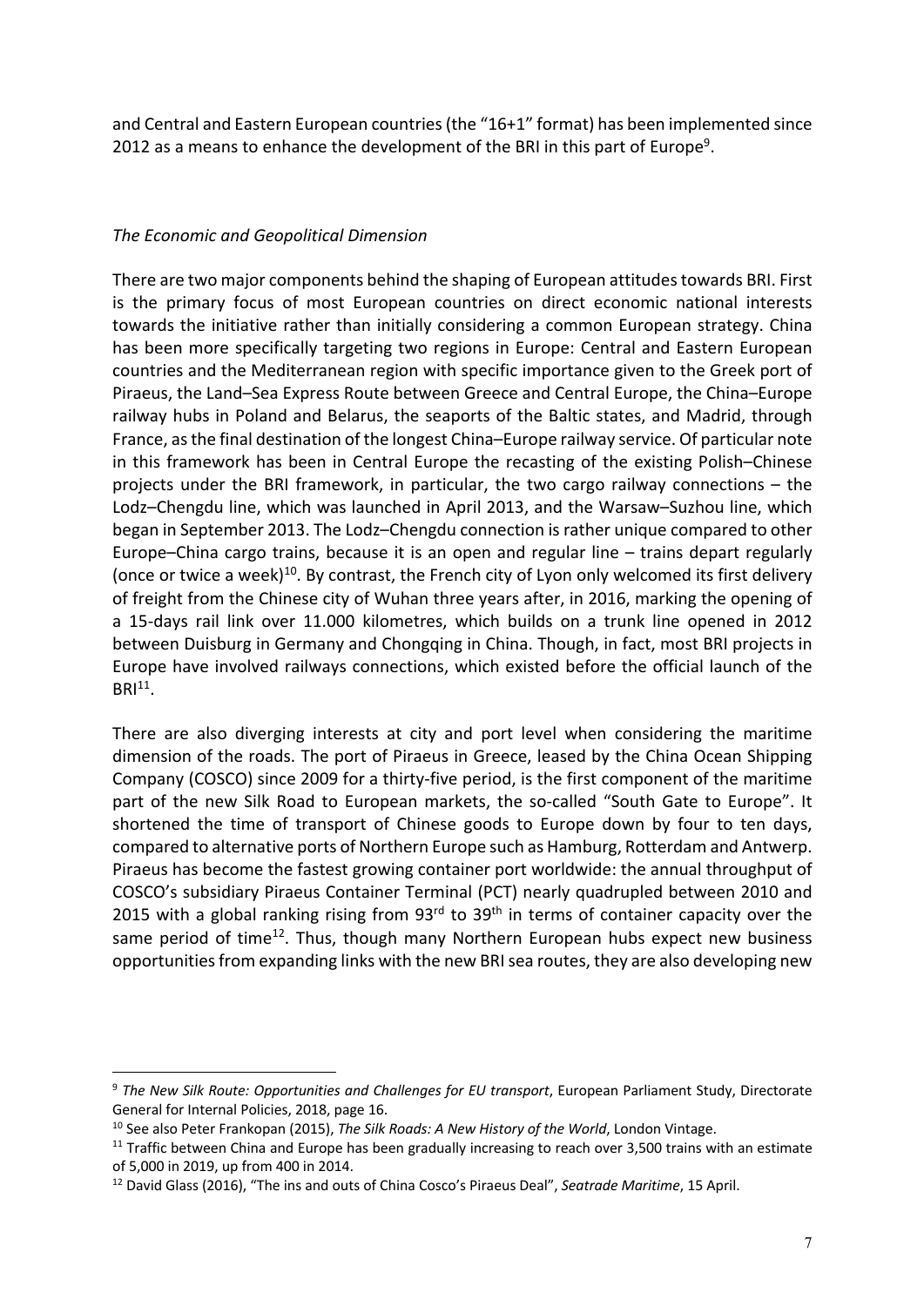and Central and Eastern European countries (the "16+1" format) has been implemented since 2012 as a means to enhance the development of the BRI in this part of Europe[9].

*The Economic and Geopolitical Dimension*

There are two major components behind the shaping of European attitudes towards BRI. First is the primary focus of most European countries on direct economic national interests towards the initiative rather than initially considering a common European strategy. China has been more specifically targeting two regions in Europe: Central and Eastern European countries and the Mediterranean region with specific importance given to the Greek port of Piraeus, the Land–Sea Express Route between Greece and Central Europe, the China–Europe railway hubs in Poland and Belarus, the seaports of the Baltic states, and Madrid, through France, as the final destination of the longest China–Europe railway service. Of particular note in this framework has been in Central Europe the recasting of the existing Polish–Chinese projects under the BRI framework, in particular, the two cargo railway connections – the Lodz–Chengdu line, which was launched in April 2013, and the Warsaw–Suzhou line, which began in September 2013. The Lodz–Chengdu connection is rather unique compared to other Europe–China cargo trains, because it is an open and regular line – trains depart regularly (once or twice a week)[10]. By contrast, the French city of Lyon only welcomed its first delivery of freight from the Chinese city of Wuhan three years after, in 2016, marking the opening of a 15-days rail link over 11.000 kilometres, which builds on a trunk line opened in 2012 between Duisburg in Germany and Chongqing in China. Though, in fact, most BRI projects in Europe have involved railways connections, which existed before the official launch of the BRI[11].

There are also diverging interests at city and port level when considering the maritime dimension of the roads. The port of Piraeus in Greece, leased by the China Ocean Shipping Company (COSCO) since 2009 for a thirty-five period, is the first component of the maritime part of the new Silk Road to European markets, the so-called "South Gate to Europe". It shortened the time of transport of Chinese goods to Europe down by four to ten days, compared to alternative ports of Northern Europe such as Hamburg, Rotterdam and Antwerp. Piraeus has become the fastest growing container port worldwide: the annual throughput of COSCO's subsidiary Piraeus Container Terminal (PCT) nearly quadrupled between 2010 and 2015 with a global ranking rising from 93rd to 39th in terms of container capacity over the same period of time[12]. Thus, though many Northern European hubs expect new business opportunities from expanding links with the new BRI sea routes, they are also developing new

---

[9] *The New Silk Route: Opportunities and Challenges for EU transport*, European Parliament Study, Directorate General for Internal Policies, 2018, page 16.

[10] See also Peter Frankopan (2015), *The Silk Roads: A New History of the World*, London Vintage.

[11] Traffic between China and Europe has been gradually increasing to reach over 3,500 trains with an estimate of 5,000 in 2019, up from 400 in 2014.

[12] David Glass (2016), "The ins and outs of China Cosco's Piraeus Deal", *Seatrade Maritime*, 15 April.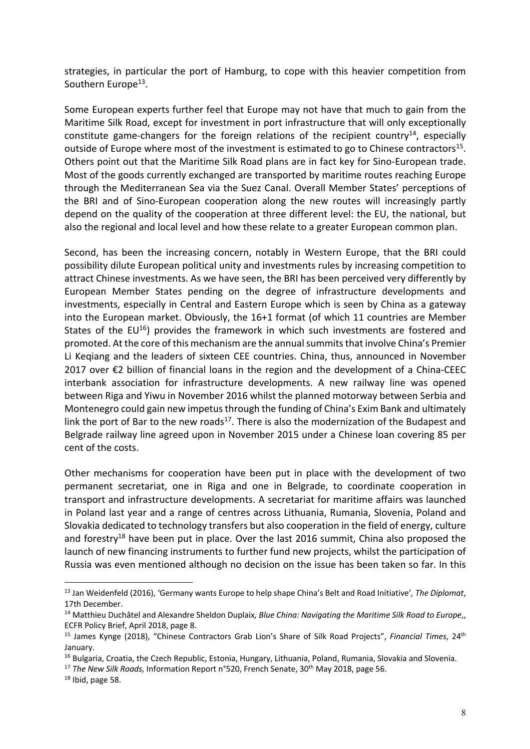strategies, in particular the port of Hamburg, to cope with this heavier competition from Southern Europe[13].

Some European experts further feel that Europe may not have that much to gain from the Maritime Silk Road, except for investment in port infrastructure that will only exceptionally constitute game-changers for the foreign relations of the recipient country[14], especially outside of Europe where most of the investment is estimated to go to Chinese contractors[15]. Others point out that the Maritime Silk Road plans are in fact key for Sino-European trade. Most of the goods currently exchanged are transported by maritime routes reaching Europe through the Mediterranean Sea via the Suez Canal. Overall Member States' perceptions of the BRI and of Sino-European cooperation along the new routes will increasingly partly depend on the quality of the cooperation at three different level: the EU, the national, but also the regional and local level and how these relate to a greater European common plan.

Second, has been the increasing concern, notably in Western Europe, that the BRI could possibility dilute European political unity and investments rules by increasing competition to attract Chinese investments. As we have seen, the BRI has been perceived very differently by European Member States pending on the degree of infrastructure developments and investments, especially in Central and Eastern Europe which is seen by China as a gateway into the European market. Obviously, the 16+1 format (of which 11 countries are Member States of the EU[16]) provides the framework in which such investments are fostered and promoted. At the core of this mechanism are the annual summits that involve China's Premier Li Keqiang and the leaders of sixteen CEE countries. China, thus, announced in November 2017 over €2 billion of financial loans in the region and the development of a China-CEEC interbank association for infrastructure developments. A new railway line was opened between Riga and Yiwu in November 2016 whilst the planned motorway between Serbia and Montenegro could gain new impetus through the funding of China's Exim Bank and ultimately link the port of Bar to the new roads[17]. There is also the modernization of the Budapest and Belgrade railway line agreed upon in November 2015 under a Chinese loan covering 85 per cent of the costs.

Other mechanisms for cooperation have been put in place with the development of two permanent secretariat, one in Riga and one in Belgrade, to coordinate cooperation in transport and infrastructure developments. A secretariat for maritime affairs was launched in Poland last year and a range of centres across Lithuania, Rumania, Slovenia, Poland and Slovakia dedicated to technology transfers but also cooperation in the field of energy, culture and forestry[18] have been put in place. Over the last 2016 summit, China also proposed the launch of new financing instruments to further fund new projects, whilst the participation of Russia was even mentioned although no decision on the issue has been taken so far. In this

---

[13] Jan Weidenfeld (2016), 'Germany wants Europe to help shape China's Belt and Road Initiative', *The Diplomat*, 17th December.

[14] Matthieu Duchâtel and Alexandre Sheldon Duplaix, *Blue China: Navigating the Maritime Silk Road to Europe*,, ECFR Policy Brief, April 2018, page 8.

[15] James Kynge (2018), "Chinese Contractors Grab Lion's Share of Silk Road Projects", *Financial Times*, 24th January.

[16] Bulgaria, Croatia, the Czech Republic, Estonia, Hungary, Lithuania, Poland, Rumania, Slovakia and Slovenia.

[17] *The New Silk Roads,* Information Report n°520, French Senate, 30th May 2018, page 56.

[18] Ibid, page 58.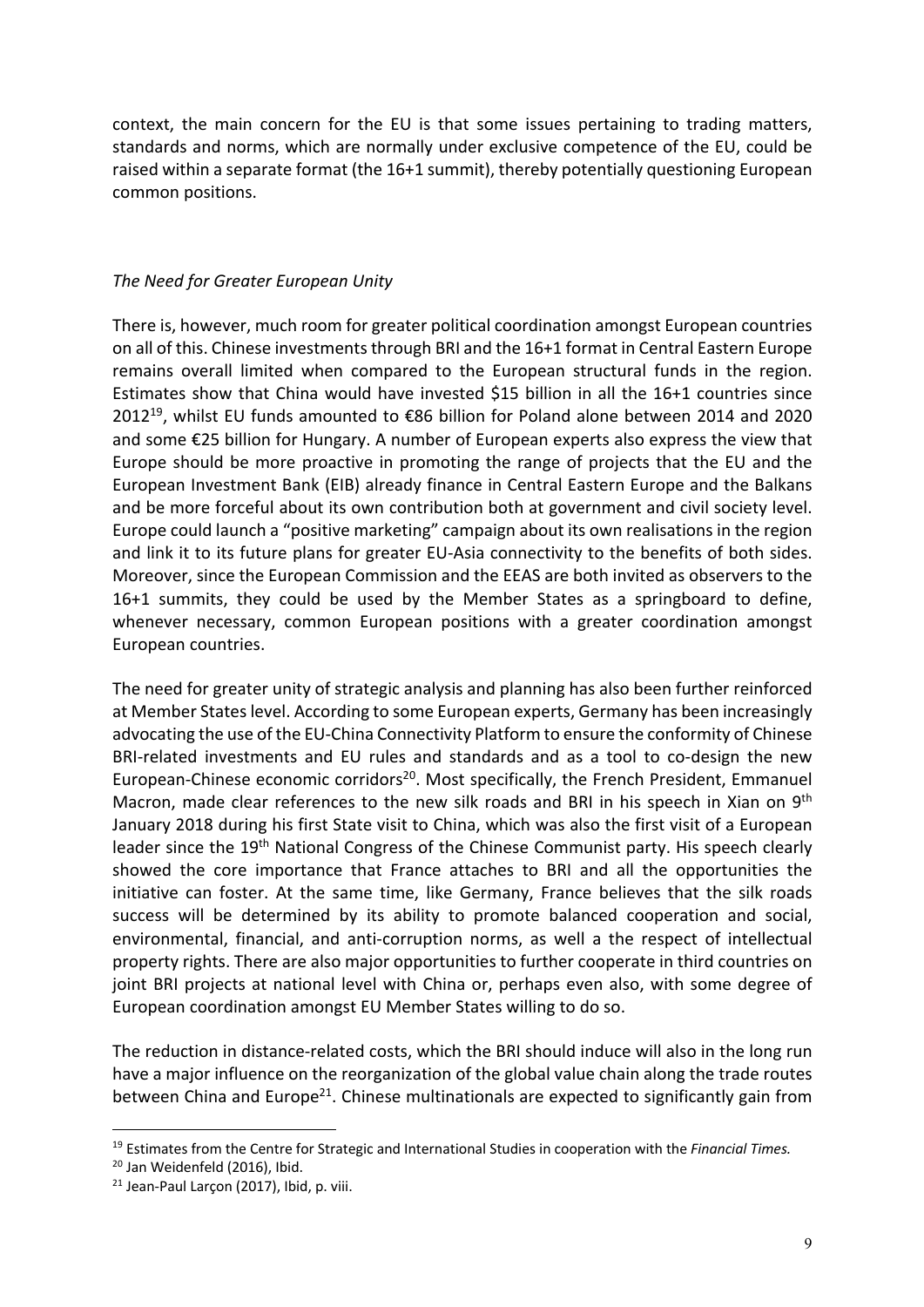context, the main concern for the EU is that some issues pertaining to trading matters, standards and norms, which are normally under exclusive competence of the EU, could be raised within a separate format (the 16+1 summit), thereby potentially questioning European common positions.

### *The Need for Greater European Unity*

There is, however, much room for greater political coordination amongst European countries on all of this. Chinese investments through BRI and the 16+1 format in Central Eastern Europe remains overall limited when compared to the European structural funds in the region. Estimates show that China would have invested $15 billion in all the 16+1 countries since 2012[19], whilst EU funds amounted to €86 billion for Poland alone between 2014 and 2020 and some €25 billion for Hungary. A number of European experts also express the view that Europe should be more proactive in promoting the range of projects that the EU and the European Investment Bank (EIB) already finance in Central Eastern Europe and the Balkans and be more forceful about its own contribution both at government and civil society level. Europe could launch a "positive marketing" campaign about its own realisations in the region and link it to its future plans for greater EU-Asia connectivity to the benefits of both sides. Moreover, since the European Commission and the EEAS are both invited as observers to the 16+1 summits, they could be used by the Member States as a springboard to define, whenever necessary, common European positions with a greater coordination amongst European countries.

The need for greater unity of strategic analysis and planning has also been further reinforced at Member States level. According to some European experts, Germany has been increasingly advocating the use of the EU-China Connectivity Platform to ensure the conformity of Chinese BRI-related investments and EU rules and standards and as a tool to co-design the new European-Chinese economic corridors[20]. Most specifically, the French President, Emmanuel Macron, made clear references to the new silk roads and BRI in his speech in Xian on 9th January 2018 during his first State visit to China, which was also the first visit of a European leader since the 19th National Congress of the Chinese Communist party. His speech clearly showed the core importance that France attaches to BRI and all the opportunities the initiative can foster. At the same time, like Germany, France believes that the silk roads success will be determined by its ability to promote balanced cooperation and social, environmental, financial, and anti-corruption norms, as well a the respect of intellectual property rights. There are also major opportunities to further cooperate in third countries on joint BRI projects at national level with China or, perhaps even also, with some degree of European coordination amongst EU Member States willing to do so.

The reduction in distance-related costs, which the BRI should induce will also in the long run have a major influence on the reorganization of the global value chain along the trade routes between China and Europe[21]. Chinese multinationals are expected to significantly gain from

---

[19] Estimates from the Centre for Strategic and International Studies in cooperation with the *Financial Times.*

[20] Jan Weidenfeld (2016), Ibid.

[21] Jean-Paul Larçon (2017), Ibid, p. viii.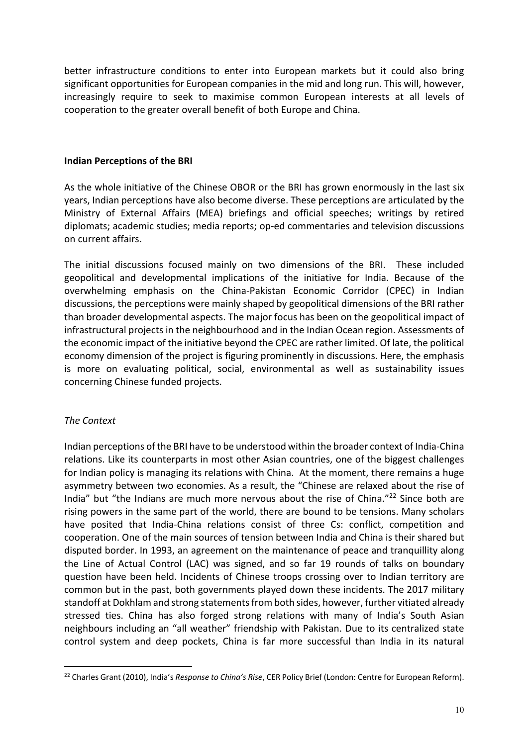better infrastructure conditions to enter into European markets but it could also bring significant opportunities for European companies in the mid and long run. This will, however, increasingly require to seek to maximise common European interests at all levels of cooperation to the greater overall benefit of both Europe and China.

## Indian Perceptions of the BRI

As the whole initiative of the Chinese OBOR or the BRI has grown enormously in the last six years, Indian perceptions have also become diverse. These perceptions are articulated by the Ministry of External Affairs (MEA) briefings and official speeches; writings by retired diplomats; academic studies; media reports; op-ed commentaries and television discussions on current affairs.

The initial discussions focused mainly on two dimensions of the BRI. These included geopolitical and developmental implications of the initiative for India. Because of the overwhelming emphasis on the China-Pakistan Economic Corridor (CPEC) in Indian discussions, the perceptions were mainly shaped by geopolitical dimensions of the BRI rather than broader developmental aspects. The major focus has been on the geopolitical impact of infrastructural projects in the neighbourhood and in the Indian Ocean region. Assessments of the economic impact of the initiative beyond the CPEC are rather limited. Of late, the political economy dimension of the project is figuring prominently in discussions. Here, the emphasis is more on evaluating political, social, environmental as well as sustainability issues concerning Chinese funded projects.

### *The Context*

Indian perceptions of the BRI have to be understood within the broader context of India-China relations. Like its counterparts in most other Asian countries, one of the biggest challenges for Indian policy is managing its relations with China. At the moment, there remains a huge asymmetry between two economies. As a result, the "Chinese are relaxed about the rise of India" but "the Indians are much more nervous about the rise of China."[22] Since both are rising powers in the same part of the world, there are bound to be tensions. Many scholars have posited that India-China relations consist of three Cs: conflict, competition and cooperation. One of the main sources of tension between India and China is their shared but disputed border. In 1993, an agreement on the maintenance of peace and tranquillity along the Line of Actual Control (LAC) was signed, and so far 19 rounds of talks on boundary question have been held. Incidents of Chinese troops crossing over to Indian territory are common but in the past, both governments played down these incidents. The 2017 military standoff at Dokhlam and strong statements from both sides, however, further vitiated already stressed ties. China has also forged strong relations with many of India's South Asian neighbours including an "all weather" friendship with Pakistan. Due to its centralized state control system and deep pockets, China is far more successful than India in its natural

---

[22] Charles Grant (2010), India's *Response to China's Rise*, CER Policy Brief (London: Centre for European Reform).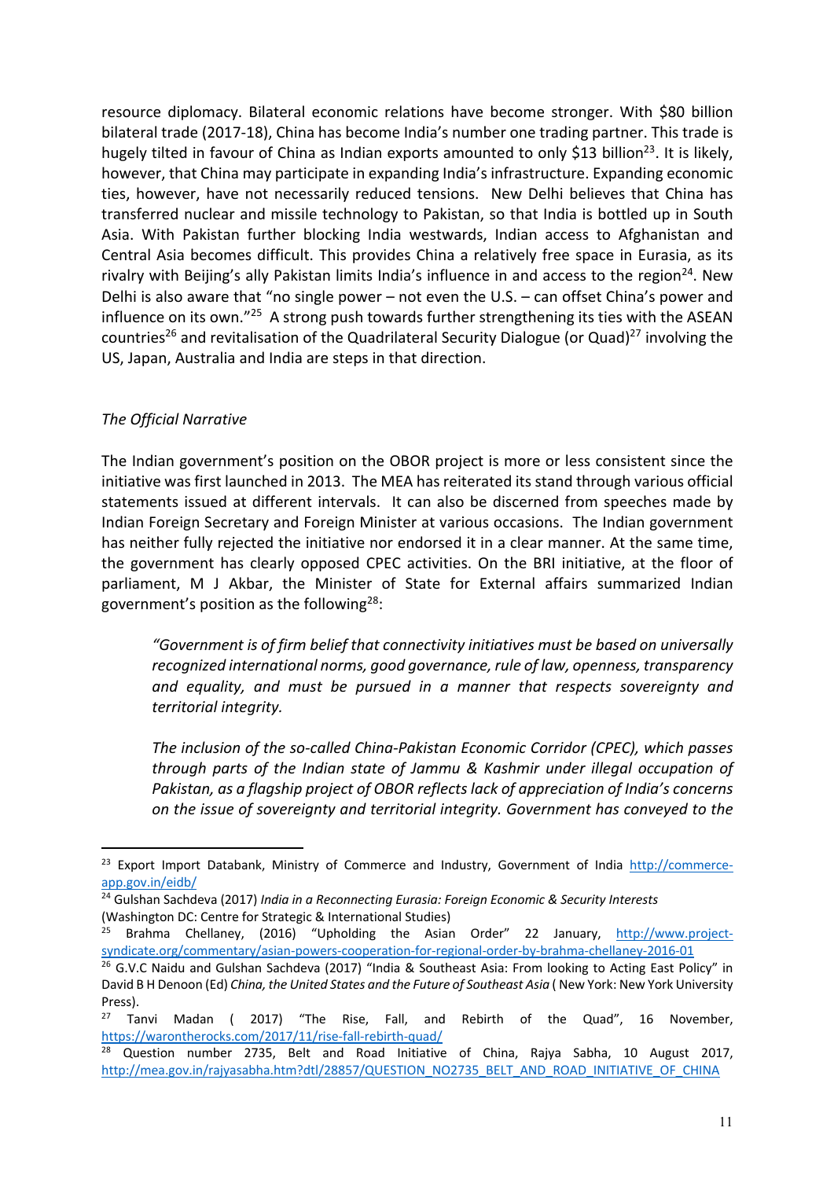resource diplomacy. Bilateral economic relations have become stronger. With $80 billion bilateral trade (2017-18), China has become India's number one trading partner. This trade is hugely tilted in favour of China as Indian exports amounted to only $13 billion[23]. It is likely, however, that China may participate in expanding India's infrastructure. Expanding economic ties, however, have not necessarily reduced tensions. New Delhi believes that China has transferred nuclear and missile technology to Pakistan, so that India is bottled up in South Asia. With Pakistan further blocking India westwards, Indian access to Afghanistan and Central Asia becomes difficult. This provides China a relatively free space in Eurasia, as its rivalry with Beijing's ally Pakistan limits India's influence in and access to the region[24]. New Delhi is also aware that "no single power – not even the U.S. – can offset China's power and influence on its own."[25] A strong push towards further strengthening its ties with the ASEAN countries[26] and revitalisation of the Quadrilateral Security Dialogue (or Quad)[27] involving the US, Japan, Australia and India are steps in that direction.

*The Official Narrative*

The Indian government's position on the OBOR project is more or less consistent since the initiative was first launched in 2013. The MEA has reiterated its stand through various official statements issued at different intervals. It can also be discerned from speeches made by Indian Foreign Secretary and Foreign Minister at various occasions. The Indian government has neither fully rejected the initiative nor endorsed it in a clear manner. At the same time, the government has clearly opposed CPEC activities. On the BRI initiative, at the floor of parliament, M J Akbar, the Minister of State for External affairs summarized Indian government's position as the following[28]:

> *"Government is of firm belief that connectivity initiatives must be based on universally recognized international norms, good governance, rule of law, openness, transparency and equality, and must be pursued in a manner that respects sovereignty and territorial integrity.*
>
> *The inclusion of the so-called China-Pakistan Economic Corridor (CPEC), which passes through parts of the Indian state of Jammu & Kashmir under illegal occupation of Pakistan, as a flagship project of OBOR reflects lack of appreciation of India's concerns on the issue of sovereignty and territorial integrity. Government has conveyed to the*

---

[23] Export Import Databank, Ministry of Commerce and Industry, Government of India http://commerce-app.gov.in/eidb/

[24] Gulshan Sachdeva (2017) *India in a Reconnecting Eurasia: Foreign Economic & Security Interests* (Washington DC: Centre for Strategic & International Studies)

[25] Brahma Chellaney, (2016) "Upholding the Asian Order" 22 January, http://www.project-syndicate.org/commentary/asian-powers-cooperation-for-regional-order-by-brahma-chellaney-2016-01

[26] G.V.C Naidu and Gulshan Sachdeva (2017) "India & Southeast Asia: From looking to Acting East Policy" in David B H Denoon (Ed) *China, the United States and the Future of Southeast Asia* ( New York: New York University Press).

[27] Tanvi Madan ( 2017) "The Rise, Fall, and Rebirth of the Quad", 16 November, https://warontherocks.com/2017/11/rise-fall-rebirth-quad/

[28] Question number 2735, Belt and Road Initiative of China, Rajya Sabha, 10 August 2017, http://mea.gov.in/rajyasabha.htm?dtl/28857/QUESTION_NO2735_BELT_AND_ROAD_INITIATIVE_OF_CHINA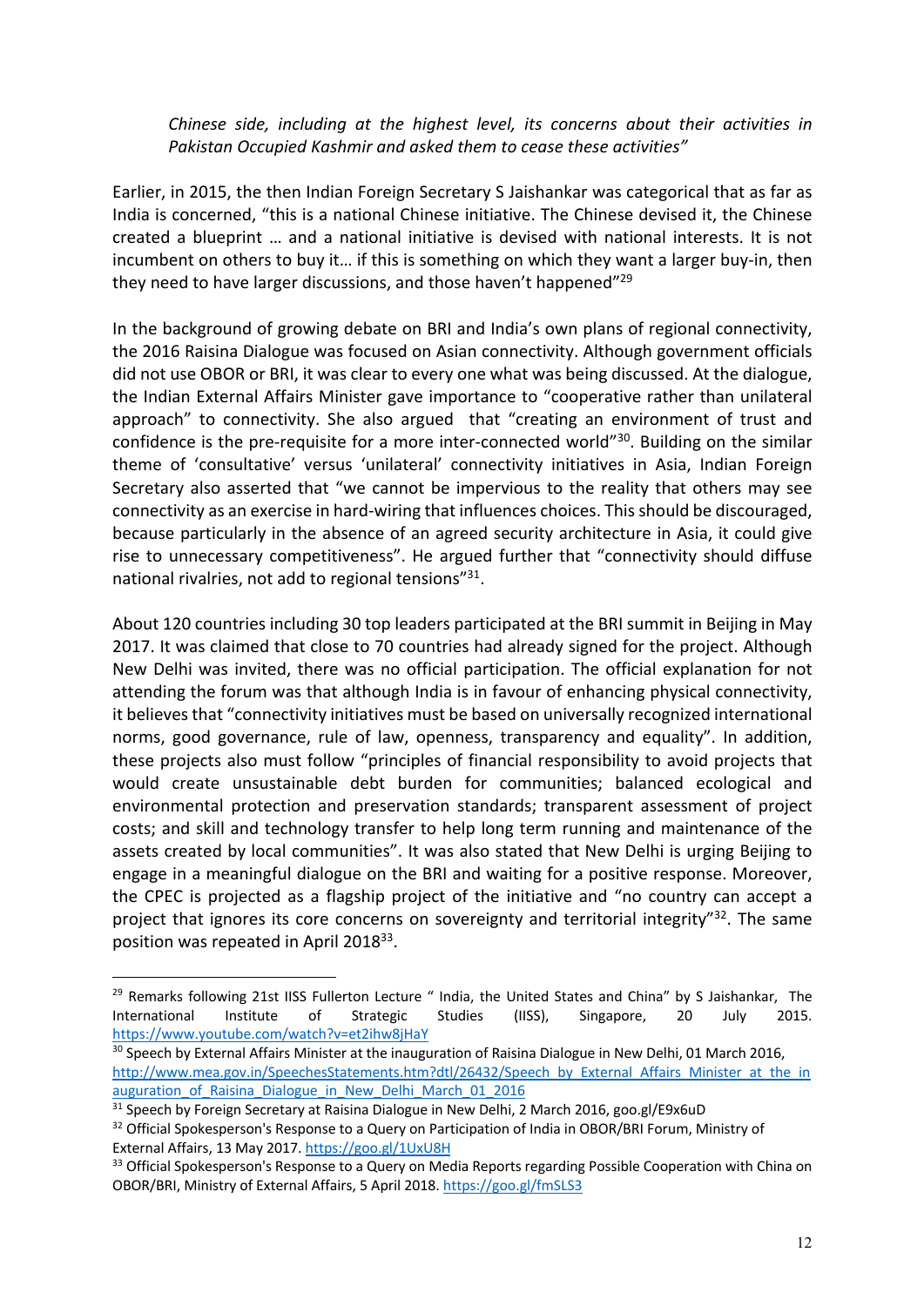*Chinese side, including at the highest level, its concerns about their activities in Pakistan Occupied Kashmir and asked them to cease these activities"*

Earlier, in 2015, the then Indian Foreign Secretary S Jaishankar was categorical that as far as India is concerned, "this is a national Chinese initiative. The Chinese devised it, the Chinese created a blueprint … and a national initiative is devised with national interests. It is not incumbent on others to buy it… if this is something on which they want a larger buy-in, then they need to have larger discussions, and those haven't happened"[29]

In the background of growing debate on BRI and India's own plans of regional connectivity, the 2016 Raisina Dialogue was focused on Asian connectivity. Although government officials did not use OBOR or BRI, it was clear to every one what was being discussed. At the dialogue, the Indian External Affairs Minister gave importance to "cooperative rather than unilateral approach" to connectivity. She also argued that "creating an environment of trust and confidence is the pre-requisite for a more inter-connected world"[30]. Building on the similar theme of 'consultative' versus 'unilateral' connectivity initiatives in Asia, Indian Foreign Secretary also asserted that "we cannot be impervious to the reality that others may see connectivity as an exercise in hard-wiring that influences choices. This should be discouraged, because particularly in the absence of an agreed security architecture in Asia, it could give rise to unnecessary competitiveness". He argued further that "connectivity should diffuse national rivalries, not add to regional tensions"[31].

About 120 countries including 30 top leaders participated at the BRI summit in Beijing in May 2017. It was claimed that close to 70 countries had already signed for the project. Although New Delhi was invited, there was no official participation. The official explanation for not attending the forum was that although India is in favour of enhancing physical connectivity, it believes that "connectivity initiatives must be based on universally recognized international norms, good governance, rule of law, openness, transparency and equality". In addition, these projects also must follow "principles of financial responsibility to avoid projects that would create unsustainable debt burden for communities; balanced ecological and environmental protection and preservation standards; transparent assessment of project costs; and skill and technology transfer to help long term running and maintenance of the assets created by local communities". It was also stated that New Delhi is urging Beijing to engage in a meaningful dialogue on the BRI and waiting for a positive response. Moreover, the CPEC is projected as a flagship project of the initiative and "no country can accept a project that ignores its core concerns on sovereignty and territorial integrity"[32]. The same position was repeated in April 2018[33].

---

[29] Remarks following 21st IISS Fullerton Lecture " India, the United States and China" by S Jaishankar, The International Institute of Strategic Studies (IISS), Singapore, 20 July 2015. https://www.youtube.com/watch?v=et2ihw8jHaY

[30] Speech by External Affairs Minister at the inauguration of Raisina Dialogue in New Delhi, 01 March 2016, http://www.mea.gov.in/SpeechesStatements.htm?dtl/26432/Speech_by_External_Affairs_Minister_at_the_inauguration_of_Raisina_Dialogue_in_New_Delhi_March_01_2016

[31] Speech by Foreign Secretary at Raisina Dialogue in New Delhi, 2 March 2016, goo.gl/E9x6uD

[32] Official Spokesperson's Response to a Query on Participation of India in OBOR/BRI Forum, Ministry of External Affairs, 13 May 2017. https://goo.gl/1UxU8H

[33] Official Spokesperson's Response to a Query on Media Reports regarding Possible Cooperation with China on OBOR/BRI, Ministry of External Affairs, 5 April 2018. https://goo.gl/fmSLS3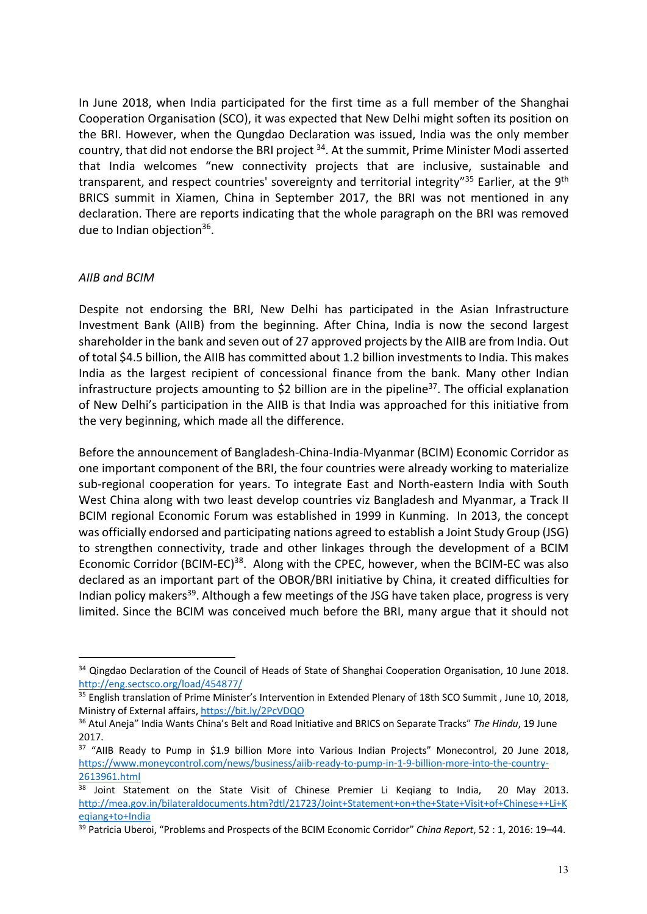In June 2018, when India participated for the first time as a full member of the Shanghai Cooperation Organisation (SCO), it was expected that New Delhi might soften its position on the BRI. However, when the Qungdao Declaration was issued, India was the only member country, that did not endorse the BRI project [34]. At the summit, Prime Minister Modi asserted that India welcomes "new connectivity projects that are inclusive, sustainable and transparent, and respect countries' sovereignty and territorial integrity"[35] Earlier, at the 9th BRICS summit in Xiamen, China in September 2017, the BRI was not mentioned in any declaration. There are reports indicating that the whole paragraph on the BRI was removed due to Indian objection[36].

*AIIB and BCIM*

Despite not endorsing the BRI, New Delhi has participated in the Asian Infrastructure Investment Bank (AIIB) from the beginning. After China, India is now the second largest shareholder in the bank and seven out of 27 approved projects by the AIIB are from India. Out of total $4.5 billion, the AIIB has committed about 1.2 billion investments to India. This makes India as the largest recipient of concessional finance from the bank. Many other Indian infrastructure projects amounting to $2 billion are in the pipeline[37]. The official explanation of New Delhi's participation in the AIIB is that India was approached for this initiative from the very beginning, which made all the difference.

Before the announcement of Bangladesh-China-India-Myanmar (BCIM) Economic Corridor as one important component of the BRI, the four countries were already working to materialize sub-regional cooperation for years. To integrate East and North-eastern India with South West China along with two least develop countries viz Bangladesh and Myanmar, a Track II BCIM regional Economic Forum was established in 1999 in Kunming. In 2013, the concept was officially endorsed and participating nations agreed to establish a Joint Study Group (JSG) to strengthen connectivity, trade and other linkages through the development of a BCIM Economic Corridor (BCIM-EC)[38]. Along with the CPEC, however, when the BCIM-EC was also declared as an important part of the OBOR/BRI initiative by China, it created difficulties for Indian policy makers[39]. Although a few meetings of the JSG have taken place, progress is very limited. Since the BCIM was conceived much before the BRI, many argue that it should not

---

[34] Qingdao Declaration of the Council of Heads of State of Shanghai Cooperation Organisation, 10 June 2018. http://eng.sectsco.org/load/454877/

[35] English translation of Prime Minister's Intervention in Extended Plenary of 18th SCO Summit , June 10, 2018, Ministry of External affairs, https://bit.ly/2PcVDQO

[36] Atul Aneja" India Wants China's Belt and Road Initiative and BRICS on Separate Tracks" *The Hindu*, 19 June 2017.

[37] "AIIB Ready to Pump in $1.9 billion More into Various Indian Projects" Monecontrol, 20 June 2018, https://www.moneycontrol.com/news/business/aiib-ready-to-pump-in-1-9-billion-more-into-the-country-2613961.html

[38] Joint Statement on the State Visit of Chinese Premier Li Keqiang to India, 20 May 2013. http://mea.gov.in/bilateraldocuments.htm?dtl/21723/Joint+Statement+on+the+State+Visit+of+Chinese++Li+Keqiang+to+India

[39] Patricia Uberoi, "Problems and Prospects of the BCIM Economic Corridor" *China Report*, 52 : 1, 2016: 19–44.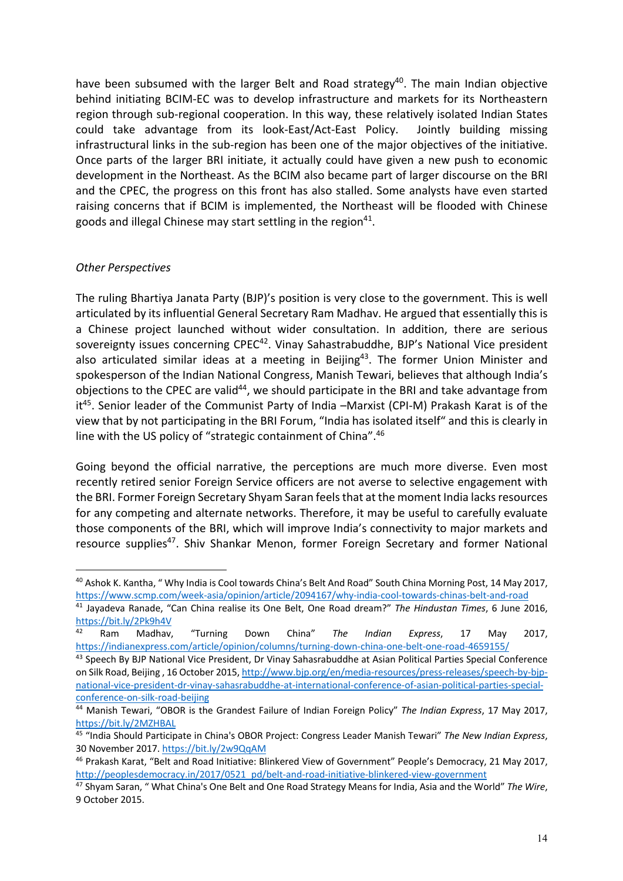have been subsumed with the larger Belt and Road strategy[40]. The main Indian objective behind initiating BCIM-EC was to develop infrastructure and markets for its Northeastern region through sub-regional cooperation. In this way, these relatively isolated Indian States could take advantage from its look-East/Act-East Policy. Jointly building missing infrastructural links in the sub-region has been one of the major objectives of the initiative. Once parts of the larger BRI initiate, it actually could have given a new push to economic development in the Northeast. As the BCIM also became part of larger discourse on the BRI and the CPEC, the progress on this front has also stalled. Some analysts have even started raising concerns that if BCIM is implemented, the Northeast will be flooded with Chinese goods and illegal Chinese may start settling in the region[41].

*Other Perspectives*

The ruling Bhartiya Janata Party (BJP)'s position is very close to the government. This is well articulated by its influential General Secretary Ram Madhav. He argued that essentially this is a Chinese project launched without wider consultation. In addition, there are serious sovereignty issues concerning CPEC[42]. Vinay Sahastrabuddhe, BJP's National Vice president also articulated similar ideas at a meeting in Beijing[43]. The former Union Minister and spokesperson of the Indian National Congress, Manish Tewari, believes that although India's objections to the CPEC are valid[44], we should participate in the BRI and take advantage from it[45]. Senior leader of the Communist Party of India –Marxist (CPI-M) Prakash Karat is of the view that by not participating in the BRI Forum, "India has isolated itself" and this is clearly in line with the US policy of "strategic containment of China".[46]

Going beyond the official narrative, the perceptions are much more diverse. Even most recently retired senior Foreign Service officers are not averse to selective engagement with the BRI. Former Foreign Secretary Shyam Saran feels that at the moment India lacks resources for any competing and alternate networks. Therefore, it may be useful to carefully evaluate those components of the BRI, which will improve India's connectivity to major markets and resource supplies[47]. Shiv Shankar Menon, former Foreign Secretary and former National

---

[40] Ashok K. Kantha, " Why India is Cool towards China's Belt And Road" South China Morning Post, 14 May 2017, https://www.scmp.com/week-asia/opinion/article/2094167/why-india-cool-towards-chinas-belt-and-road

[41] Jayadeva Ranade, "Can China realise its One Belt, One Road dream?" *The Hindustan Times*, 6 June 2016, https://bit.ly/2Pk9h4V

[42] Ram Madhav, "Turning Down China" *The Indian Express*, 17 May 2017, https://indianexpress.com/article/opinion/columns/turning-down-china-one-belt-one-road-4659155/

[43] Speech By BJP National Vice President, Dr Vinay Sahasrabuddhe at Asian Political Parties Special Conference on Silk Road, Beijing , 16 October 2015, http://www.bjp.org/en/media-resources/press-releases/speech-by-bjp-national-vice-president-dr-vinay-sahasrabuddhe-at-international-conference-of-asian-political-parties-special-conference-on-silk-road-beijing

[44] Manish Tewari, "OBOR is the Grandest Failure of Indian Foreign Policy" *The Indian Express*, 17 May 2017, https://bit.ly/2MZHBAL

[45] "India Should Participate in China's OBOR Project: Congress Leader Manish Tewari" *The New Indian Express*, 30 November 2017. https://bit.ly/2w9QqAM

[46] Prakash Karat, "Belt and Road Initiative: Blinkered View of Government" People's Democracy, 21 May 2017, http://peoplesdemocracy.in/2017/0521_pd/belt-and-road-initiative-blinkered-view-government

[47] Shyam Saran, " What China's One Belt and One Road Strategy Means for India, Asia and the World" *The Wire*, 9 October 2015.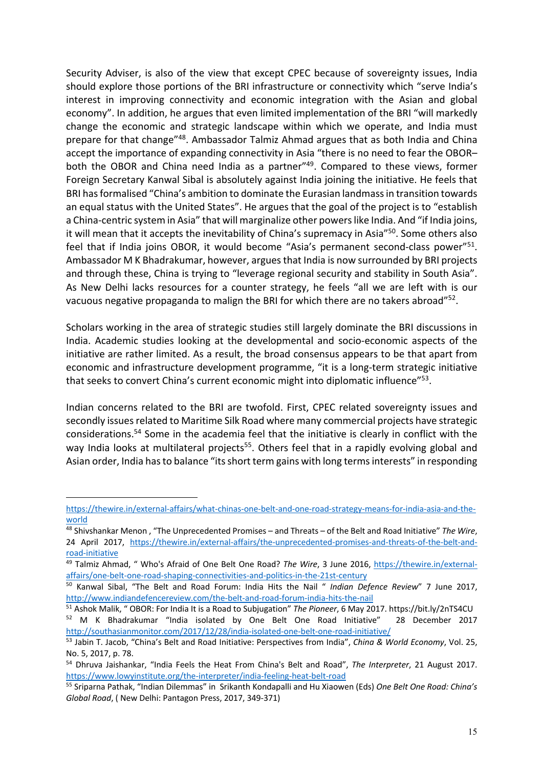Security Adviser, is also of the view that except CPEC because of sovereignty issues, India should explore those portions of the BRI infrastructure or connectivity which "serve India's interest in improving connectivity and economic integration with the Asian and global economy". In addition, he argues that even limited implementation of the BRI "will markedly change the economic and strategic landscape within which we operate, and India must prepare for that change"[48]. Ambassador Talmiz Ahmad argues that as both India and China accept the importance of expanding connectivity in Asia "there is no need to fear the OBOR– both the OBOR and China need India as a partner"[49]. Compared to these views, former Foreign Secretary Kanwal Sibal is absolutely against India joining the initiative. He feels that BRI has formalised "China's ambition to dominate the Eurasian landmass in transition towards an equal status with the United States". He argues that the goal of the project is to "establish a China-centric system in Asia" that will marginalize other powers like India. And "if India joins, it will mean that it accepts the inevitability of China's supremacy in Asia"[50]. Some others also feel that if India joins OBOR, it would become "Asia's permanent second-class power"[51]. Ambassador M K Bhadrakumar, however, argues that India is now surrounded by BRI projects and through these, China is trying to "leverage regional security and stability in South Asia". As New Delhi lacks resources for a counter strategy, he feels "all we are left with is our vacuous negative propaganda to malign the BRI for which there are no takers abroad"[52].

Scholars working in the area of strategic studies still largely dominate the BRI discussions in India. Academic studies looking at the developmental and socio-economic aspects of the initiative are rather limited. As a result, the broad consensus appears to be that apart from economic and infrastructure development programme, "it is a long-term strategic initiative that seeks to convert China's current economic might into diplomatic influence"[53].

Indian concerns related to the BRI are twofold. First, CPEC related sovereignty issues and secondly issues related to Maritime Silk Road where many commercial projects have strategic considerations.[54] Some in the academia feel that the initiative is clearly in conflict with the way India looks at multilateral projects[55]. Others feel that in a rapidly evolving global and Asian order, India has to balance "its short term gains with long terms interests" in responding

---

https://thewire.in/external-affairs/what-chinas-one-belt-and-one-road-strategy-means-for-india-asia-and-the-world

[48] Shivshankar Menon , "The Unprecedented Promises – and Threats – of the Belt and Road Initiative" *The Wire*, 24 April 2017, https://thewire.in/external-affairs/the-unprecedented-promises-and-threats-of-the-belt-and-road-initiative

[49] Talmiz Ahmad, " Who's Afraid of One Belt One Road? *The Wire*, 3 June 2016, https://thewire.in/external-affairs/one-belt-one-road-shaping-connectivities-and-politics-in-the-21st-century

[50] Kanwal Sibal, "The Belt and Road Forum: India Hits the Nail " *Indian Defence Review*" 7 June 2017, http://www.indiandefencereview.com/the-belt-and-road-forum-india-hits-the-nail

[51] Ashok Malik, " OBOR: For India It is a Road to Subjugation" *The Pioneer*, 6 May 2017. https://bit.ly/2nTS4CU

[52] M K Bhadrakumar "India isolated by One Belt One Road Initiative" 28 December 2017 http://southasianmonitor.com/2017/12/28/india-isolated-one-belt-one-road-initiative/

[53] Jabin T. Jacob, "China's Belt and Road Initiative: Perspectives from India", *China & World Economy*, Vol. 25, No. 5, 2017, p. 78.

[54] Dhruva Jaishankar, "India Feels the Heat From China's Belt and Road", *The Interpreter*, 21 August 2017. https://www.lowyinstitute.org/the-interpreter/india-feeling-heat-belt-road

[55] Sriparna Pathak, "Indian Dilemmas" in Srikanth Kondapalli and Hu Xiaowen (Eds) *One Belt One Road: China's Global Road*, ( New Delhi: Pantagon Press, 2017, 349-371)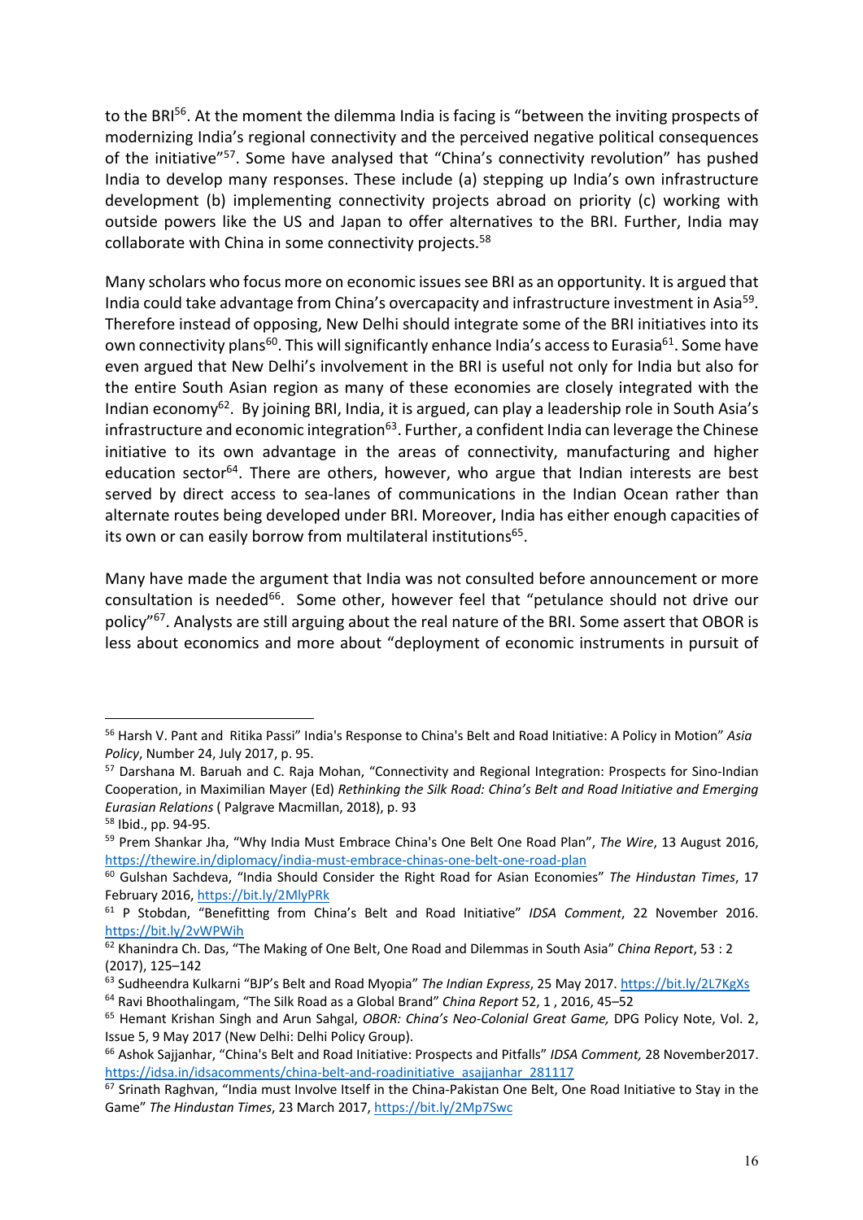to the BRI[56]. At the moment the dilemma India is facing is "between the inviting prospects of modernizing India's regional connectivity and the perceived negative political consequences of the initiative"[57]. Some have analysed that "China's connectivity revolution" has pushed India to develop many responses. These include (a) stepping up India's own infrastructure development (b) implementing connectivity projects abroad on priority (c) working with outside powers like the US and Japan to offer alternatives to the BRI. Further, India may collaborate with China in some connectivity projects.[58]

Many scholars who focus more on economic issues see BRI as an opportunity. It is argued that India could take advantage from China's overcapacity and infrastructure investment in Asia[59]. Therefore instead of opposing, New Delhi should integrate some of the BRI initiatives into its own connectivity plans[60]. This will significantly enhance India's access to Eurasia[61]. Some have even argued that New Delhi's involvement in the BRI is useful not only for India but also for the entire South Asian region as many of these economies are closely integrated with the Indian economy[62]. By joining BRI, India, it is argued, can play a leadership role in South Asia's infrastructure and economic integration[63]. Further, a confident India can leverage the Chinese initiative to its own advantage in the areas of connectivity, manufacturing and higher education sector[64]. There are others, however, who argue that Indian interests are best served by direct access to sea-lanes of communications in the Indian Ocean rather than alternate routes being developed under BRI. Moreover, India has either enough capacities of its own or can easily borrow from multilateral institutions[65].

Many have made the argument that India was not consulted before announcement or more consultation is needed[66]. Some other, however feel that "petulance should not drive our policy"[67]. Analysts are still arguing about the real nature of the BRI. Some assert that OBOR is less about economics and more about "deployment of economic instruments in pursuit of

---

[56] Harsh V. Pant and Ritika Passi" India's Response to China's Belt and Road Initiative: A Policy in Motion" *Asia Policy*, Number 24, July 2017, p. 95.

[57] Darshana M. Baruah and C. Raja Mohan, "Connectivity and Regional Integration: Prospects for Sino-Indian Cooperation, in Maximilian Mayer (Ed) *Rethinking the Silk Road: China's Belt and Road Initiative and Emerging Eurasian Relations* ( Palgrave Macmillan, 2018), p. 93

[58] Ibid., pp. 94-95.

[59] Prem Shankar Jha, "Why India Must Embrace China's One Belt One Road Plan", *The Wire*, 13 August 2016, https://thewire.in/diplomacy/india-must-embrace-chinas-one-belt-one-road-plan

[60] Gulshan Sachdeva, "India Should Consider the Right Road for Asian Economies" *The Hindustan Times*, 17 February 2016, https://bit.ly/2MlyPRk

[61] P Stobdan, "Benefitting from China's Belt and Road Initiative" *IDSA Comment*, 22 November 2016. https://bit.ly/2vWPWih

[62] Khanindra Ch. Das, "The Making of One Belt, One Road and Dilemmas in South Asia" *China Report*, 53 : 2 (2017), 125–142

[63] Sudheendra Kulkarni "BJP's Belt and Road Myopia" *The Indian Express*, 25 May 2017. https://bit.ly/2L7KgXs

[64] Ravi Bhoothalingam, "The Silk Road as a Global Brand" *China Report* 52, 1 , 2016, 45–52

[65] Hemant Krishan Singh and Arun Sahgal, *OBOR: China's Neo-Colonial Great Game,* DPG Policy Note, Vol. 2, Issue 5, 9 May 2017 (New Delhi: Delhi Policy Group).

[66] Ashok Sajjanhar, "China's Belt and Road Initiative: Prospects and Pitfalls" *IDSA Comment,* 28 November2017. https://idsa.in/idsacomments/china-belt-and-roadinitiative_asajjanhar_281117

[67] Srinath Raghvan, "India must Involve Itself in the China-Pakistan One Belt, One Road Initiative to Stay in the Game" *The Hindustan Times*, 23 March 2017, https://bit.ly/2Mp7Swc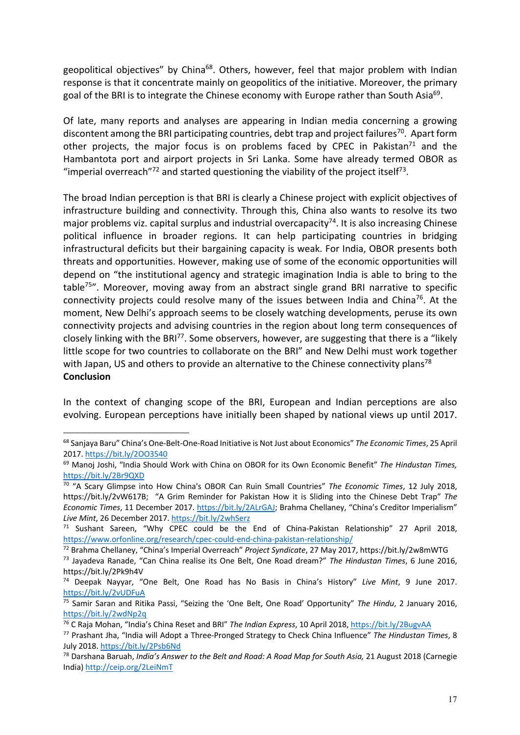geopolitical objectives" by China[68]. Others, however, feel that major problem with Indian response is that it concentrate mainly on geopolitics of the initiative. Moreover, the primary goal of the BRI is to integrate the Chinese economy with Europe rather than South Asia[69].

Of late, many reports and analyses are appearing in Indian media concerning a growing discontent among the BRI participating countries, debt trap and project failures[70]. Apart form other projects, the major focus is on problems faced by CPEC in Pakistan[71] and the Hambantota port and airport projects in Sri Lanka. Some have already termed OBOR as "imperial overreach"[72] and started questioning the viability of the project itself[73].

The broad Indian perception is that BRI is clearly a Chinese project with explicit objectives of infrastructure building and connectivity. Through this, China also wants to resolve its two major problems viz. capital surplus and industrial overcapacity[74]. It is also increasing Chinese political influence in broader regions. It can help participating countries in bridging infrastructural deficits but their bargaining capacity is weak. For India, OBOR presents both threats and opportunities. However, making use of some of the economic opportunities will depend on "the institutional agency and strategic imagination India is able to bring to the table[75]". Moreover, moving away from an abstract single grand BRI narrative to specific connectivity projects could resolve many of the issues between India and China[76]. At the moment, New Delhi's approach seems to be closely watching developments, peruse its own connectivity projects and advising countries in the region about long term consequences of closely linking with the BRI[77]. Some observers, however, are suggesting that there is a "likely little scope for two countries to collaborate on the BRI" and New Delhi must work together with Japan, US and others to provide an alternative to the Chinese connectivity plans[78]

**Conclusion**

In the context of changing scope of the BRI, European and Indian perceptions are also evolving. European perceptions have initially been shaped by national views up until 2017.

---

[68] Sanjaya Baru" China's One-Belt-One-Road Initiative is Not Just about Economics" *The Economic Times*, 25 April 2017. https://bit.ly/2OO3540

[69] Manoj Joshi, "India Should Work with China on OBOR for its Own Economic Benefit" *The Hindustan Times,* https://bit.ly/2Br9QXD

[70] "A Scary Glimpse into How China's OBOR Can Ruin Small Countries" *The Economic Times*, 12 July 2018, https://bit.ly/2vW617B; "A Grim Reminder for Pakistan How it is Sliding into the Chinese Debt Trap" *The Economic Times*, 11 December 2017. https://bit.ly/2ALrGAJ; Brahma Chellaney, "China's Creditor Imperialism" *Live Mint*, 26 December 2017. https://bit.ly/2whSerz

[71] Sushant Sareen, "Why CPEC could be the End of China-Pakistan Relationship" 27 April 2018, https://www.orfonline.org/research/cpec-could-end-china-pakistan-relationship/

[72] Brahma Chellaney, "China's Imperial Overreach" *Project Syndicate*, 27 May 2017, https://bit.ly/2w8mWTG

[73] Jayadeva Ranade, "Can China realise its One Belt, One Road dream?" *The Hindustan Times*, 6 June 2016, https://bit.ly/2Pk9h4V

[74] Deepak Nayyar, "One Belt, One Road has No Basis in China's History" *Live Mint*, 9 June 2017. https://bit.ly/2vUDFuA

[75] Samir Saran and Ritika Passi, "Seizing the 'One Belt, One Road' Opportunity" *The Hindu*, 2 January 2016, https://bit.ly/2wdNp2q

[76] C Raja Mohan, "India's China Reset and BRI" *The Indian Express*, 10 April 2018, https://bit.ly/2BugvAA

[77] Prashant Jha, "India will Adopt a Three-Pronged Strategy to Check China Influence" *The Hindustan Times*, 8 July 2018. https://bit.ly/2Psb6Nd

[78] Darshana Baruah, *India's Answer to the Belt and Road: A Road Map for South Asia,* 21 August 2018 (Carnegie India) http://ceip.org/2LeiNmT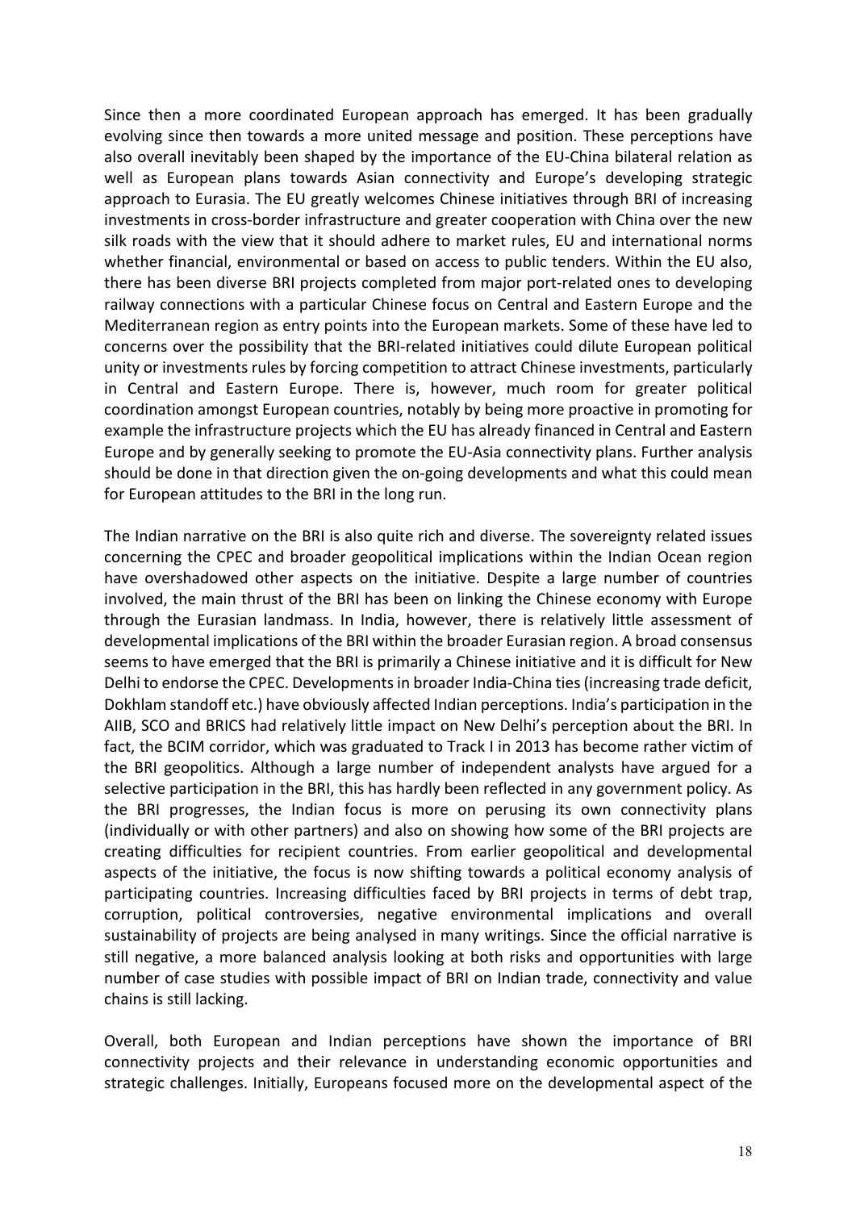Since then a more coordinated European approach has emerged. It has been gradually evolving since then towards a more united message and position. These perceptions have also overall inevitably been shaped by the importance of the EU-China bilateral relation as well as European plans towards Asian connectivity and Europe's developing strategic approach to Eurasia. The EU greatly welcomes Chinese initiatives through BRI of increasing investments in cross-border infrastructure and greater cooperation with China over the new silk roads with the view that it should adhere to market rules, EU and international norms whether financial, environmental or based on access to public tenders. Within the EU also, there has been diverse BRI projects completed from major port-related ones to developing railway connections with a particular Chinese focus on Central and Eastern Europe and the Mediterranean region as entry points into the European markets. Some of these have led to concerns over the possibility that the BRI-related initiatives could dilute European political unity or investments rules by forcing competition to attract Chinese investments, particularly in Central and Eastern Europe. There is, however, much room for greater political coordination amongst European countries, notably by being more proactive in promoting for example the infrastructure projects which the EU has already financed in Central and Eastern Europe and by generally seeking to promote the EU-Asia connectivity plans. Further analysis should be done in that direction given the on-going developments and what this could mean for European attitudes to the BRI in the long run.

The Indian narrative on the BRI is also quite rich and diverse. The sovereignty related issues concerning the CPEC and broader geopolitical implications within the Indian Ocean region have overshadowed other aspects on the initiative. Despite a large number of countries involved, the main thrust of the BRI has been on linking the Chinese economy with Europe through the Eurasian landmass. In India, however, there is relatively little assessment of developmental implications of the BRI within the broader Eurasian region. A broad consensus seems to have emerged that the BRI is primarily a Chinese initiative and it is difficult for New Delhi to endorse the CPEC. Developments in broader India-China ties (increasing trade deficit, Dokhlam standoff etc.) have obviously affected Indian perceptions. India's participation in the AIIB, SCO and BRICS had relatively little impact on New Delhi's perception about the BRI. In fact, the BCIM corridor, which was graduated to Track I in 2013 has become rather victim of the BRI geopolitics. Although a large number of independent analysts have argued for a selective participation in the BRI, this has hardly been reflected in any government policy. As the BRI progresses, the Indian focus is more on perusing its own connectivity plans (individually or with other partners) and also on showing how some of the BRI projects are creating difficulties for recipient countries. From earlier geopolitical and developmental aspects of the initiative, the focus is now shifting towards a political economy analysis of participating countries. Increasing difficulties faced by BRI projects in terms of debt trap, corruption, political controversies, negative environmental implications and overall sustainability of projects are being analysed in many writings. Since the official narrative is still negative, a more balanced analysis looking at both risks and opportunities with large number of case studies with possible impact of BRI on Indian trade, connectivity and value chains is still lacking.

Overall, both European and Indian perceptions have shown the importance of BRI connectivity projects and their relevance in understanding economic opportunities and strategic challenges. Initially, Europeans focused more on the developmental aspect of the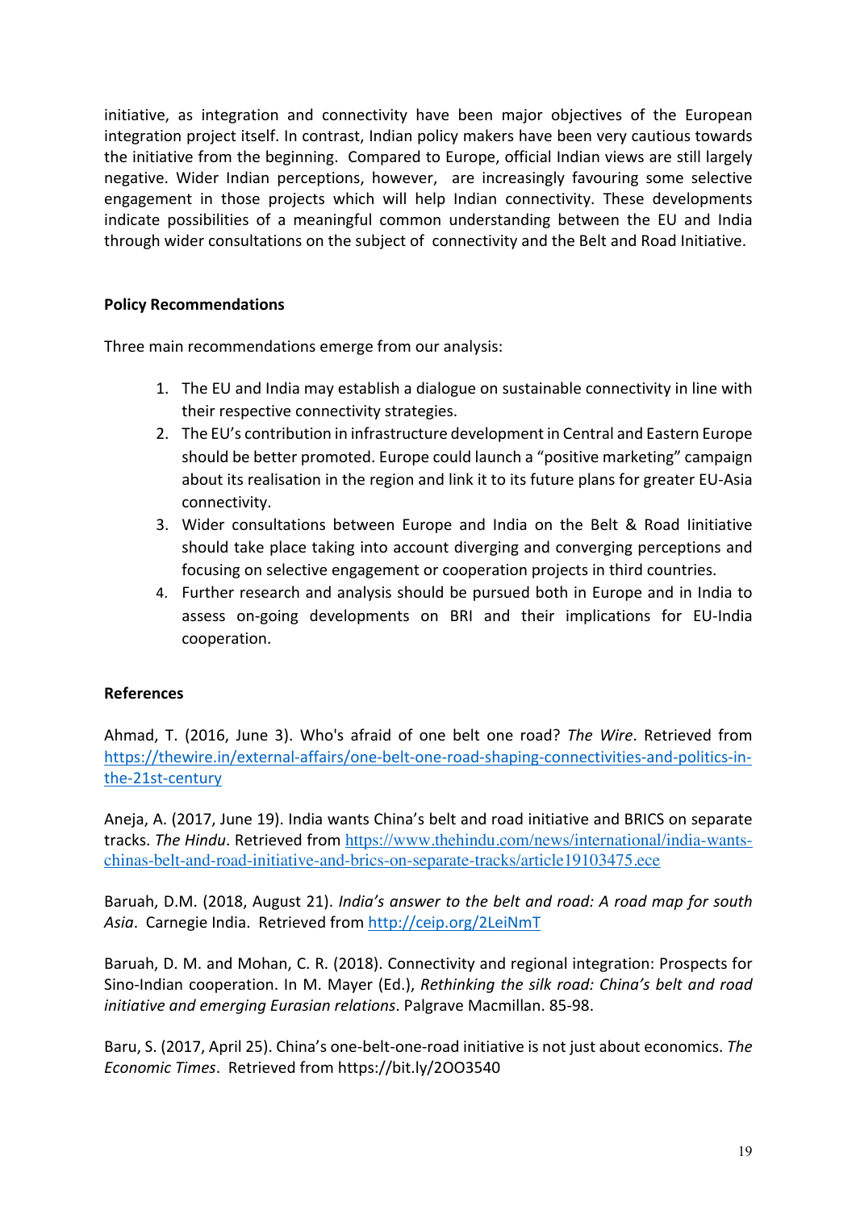initiative, as integration and connectivity have been major objectives of the European integration project itself. In contrast, Indian policy makers have been very cautious towards the initiative from the beginning. Compared to Europe, official Indian views are still largely negative. Wider Indian perceptions, however, are increasingly favouring some selective engagement in those projects which will help Indian connectivity. These developments indicate possibilities of a meaningful common understanding between the EU and India through wider consultations on the subject of connectivity and the Belt and Road Initiative.

**Policy Recommendations**

Three main recommendations emerge from our analysis:

1. The EU and India may establish a dialogue on sustainable connectivity in line with their respective connectivity strategies.
2. The EU's contribution in infrastructure development in Central and Eastern Europe should be better promoted. Europe could launch a "positive marketing" campaign about its realisation in the region and link it to its future plans for greater EU-Asia connectivity.
3. Wider consultations between Europe and India on the Belt & Road Iinitiative should take place taking into account diverging and converging perceptions and focusing on selective engagement or cooperation projects in third countries.
4. Further research and analysis should be pursued both in Europe and in India to assess on-going developments on BRI and their implications for EU-India cooperation.

**References**

Ahmad, T. (2016, June 3). Who's afraid of one belt one road? *The Wire*. Retrieved from https://thewire.in/external-affairs/one-belt-one-road-shaping-connectivities-and-politics-in-the-21st-century

Aneja, A. (2017, June 19). India wants China's belt and road initiative and BRICS on separate tracks. *The Hindu*. Retrieved from https://www.thehindu.com/news/international/india-wants-chinas-belt-and-road-initiative-and-brics-on-separate-tracks/article19103475.ece

Baruah, D.M. (2018, August 21). *India's answer to the belt and road: A road map for south Asia*. Carnegie India. Retrieved from http://ceip.org/2LeiNmT

Baruah, D. M. and Mohan, C. R. (2018). Connectivity and regional integration: Prospects for Sino-Indian cooperation. In M. Mayer (Ed.), *Rethinking the silk road: China's belt and road initiative and emerging Eurasian relations*. Palgrave Macmillan. 85-98.

Baru, S. (2017, April 25). China's one-belt-one-road initiative is not just about economics. *The Economic Times*. Retrieved from https://bit.ly/2OO3540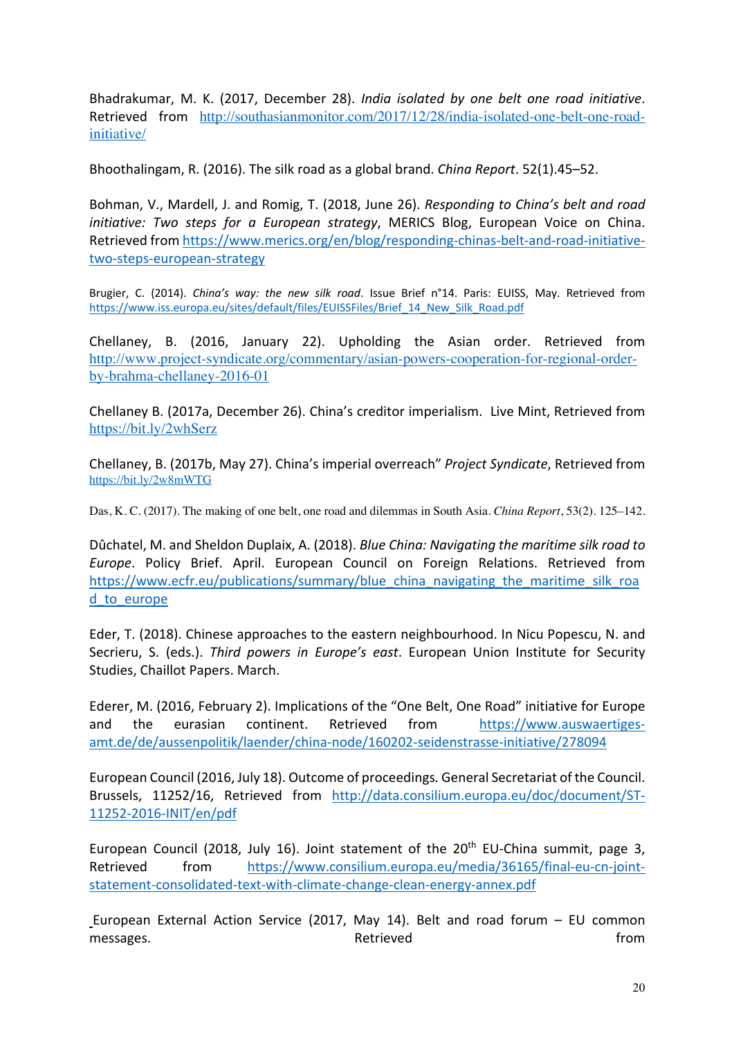Bhadrakumar, M. K. (2017, December 28). *India isolated by one belt one road initiative*. Retrieved from http://southasianmonitor.com/2017/12/28/india-isolated-one-belt-one-road-initiative/

Bhoothalingam, R. (2016). The silk road as a global brand. *China Report*. 52(1).45–52.

Bohman, V., Mardell, J. and Romig, T. (2018, June 26). *Responding to China's belt and road initiative: Two steps for a European strategy*, MERICS Blog, European Voice on China. Retrieved from https://www.merics.org/en/blog/responding-chinas-belt-and-road-initiative-two-steps-european-strategy

Brugier, C. (2014). *China's way: the new silk road*. Issue Brief n°14. Paris: EUISS, May. Retrieved from https://www.iss.europa.eu/sites/default/files/EUISSFiles/Brief_14_New_Silk_Road.pdf

Chellaney, B. (2016, January 22). Upholding the Asian order. Retrieved from http://www.project-syndicate.org/commentary/asian-powers-cooperation-for-regional-order-by-brahma-chellaney-2016-01

Chellaney B. (2017a, December 26). China's creditor imperialism. Live Mint, Retrieved from https://bit.ly/2whSerz

Chellaney, B. (2017b, May 27). China's imperial overreach" *Project Syndicate*, Retrieved from https://bit.ly/2w8mWTG

Das, K. C. (2017). The making of one belt, one road and dilemmas in South Asia. *China Report*, 53(2). 125–142.

Dûchatel, M. and Sheldon Duplaix, A. (2018). *Blue China: Navigating the maritime silk road to Europe*. Policy Brief. April. European Council on Foreign Relations. Retrieved from https://www.ecfr.eu/publications/summary/blue_china_navigating_the_maritime_silk_road_to_europe

Eder, T. (2018). Chinese approaches to the eastern neighbourhood. In Nicu Popescu, N. and Secrieru, S. (eds.). *Third powers in Europe's east*. European Union Institute for Security Studies, Chaillot Papers. March.

Ederer, M. (2016, February 2). Implications of the "One Belt, One Road" initiative for Europe and the eurasian continent. Retrieved from https://www.auswaertiges-amt.de/de/aussenpolitik/laender/china-node/160202-seidenstrasse-initiative/278094

European Council (2016, July 18). Outcome of proceedings. General Secretariat of the Council. Brussels, 11252/16, Retrieved from http://data.consilium.europa.eu/doc/document/ST-11252-2016-INIT/en/pdf

European Council (2018, July 16). Joint statement of the 20th EU-China summit, page 3, Retrieved from https://www.consilium.europa.eu/media/36165/final-eu-cn-joint-statement-consolidated-text-with-climate-change-clean-energy-annex.pdf

European External Action Service (2017, May 14). Belt and road forum – EU common messages. Retrieved from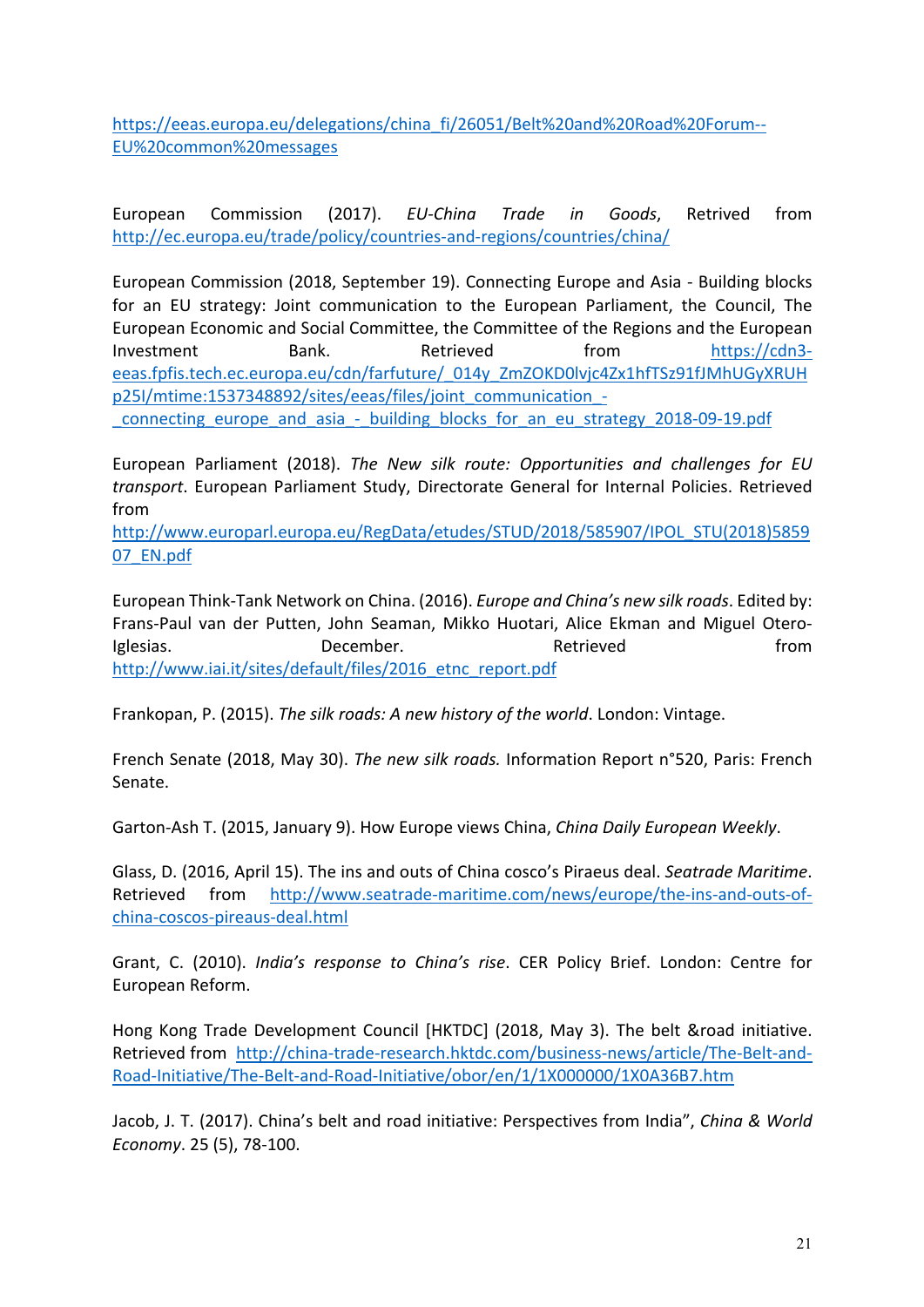https://eeas.europa.eu/delegations/china_fi/26051/Belt%20and%20Road%20Forum--EU%20common%20messages

European Commission (2017). *EU-China Trade in Goods*, Retrived from http://ec.europa.eu/trade/policy/countries-and-regions/countries/china/

European Commission (2018, September 19). Connecting Europe and Asia - Building blocks for an EU strategy: Joint communication to the European Parliament, the Council, The European Economic and Social Committee, the Committee of the Regions and the European Investment Bank. Retrieved from https://cdn3-eeas.fpfis.tech.ec.europa.eu/cdn/farfuture/_014y_ZmZOKD0lvjc4Zx1hfTSz91fJMhUGyXRUHp25I/mtime:1537348892/sites/eeas/files/joint_communication_-_connecting_europe_and_asia_-_building_blocks_for_an_eu_strategy_2018-09-19.pdf

European Parliament (2018). *The New silk route: Opportunities and challenges for EU transport*. European Parliament Study, Directorate General for Internal Policies. Retrieved from http://www.europarl.europa.eu/RegData/etudes/STUD/2018/585907/IPOL_STU(2018)585907_EN.pdf

European Think-Tank Network on China. (2016). *Europe and China's new silk roads*. Edited by: Frans-Paul van der Putten, John Seaman, Mikko Huotari, Alice Ekman and Miguel Otero-Iglesias. December. Retrieved from http://www.iai.it/sites/default/files/2016_etnc_report.pdf

Frankopan, P. (2015). *The silk roads: A new history of the world*. London: Vintage.

French Senate (2018, May 30). *The new silk roads.* Information Report n°520, Paris: French Senate.

Garton-Ash T. (2015, January 9). How Europe views China, *China Daily European Weekly*.

Glass, D. (2016, April 15). The ins and outs of China cosco's Piraeus deal. *Seatrade Maritime*. Retrieved from http://www.seatrade-maritime.com/news/europe/the-ins-and-outs-of-china-coscos-pireaus-deal.html

Grant, C. (2010). *India's response to China's rise*. CER Policy Brief. London: Centre for European Reform.

Hong Kong Trade Development Council [HKTDC] (2018, May 3). The belt &road initiative. Retrieved from http://china-trade-research.hktdc.com/business-news/article/The-Belt-and-Road-Initiative/The-Belt-and-Road-Initiative/obor/en/1/1X000000/1X0A36B7.htm

Jacob, J. T. (2017). China's belt and road initiative: Perspectives from India", *China & World Economy*. 25 (5), 78-100.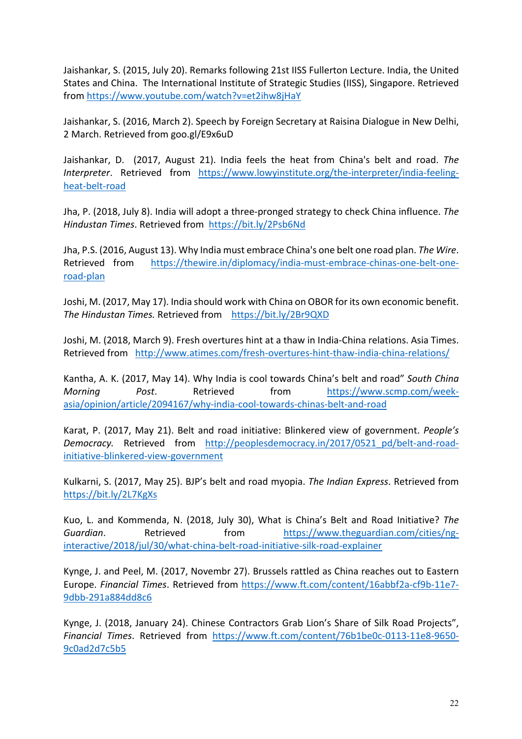Jaishankar, S. (2015, July 20). Remarks following 21st IISS Fullerton Lecture. India, the United States and China. The International Institute of Strategic Studies (IISS), Singapore. Retrieved from https://www.youtube.com/watch?v=et2ihw8jHaY

Jaishankar, S. (2016, March 2). Speech by Foreign Secretary at Raisina Dialogue in New Delhi, 2 March. Retrieved from goo.gl/E9x6uD

Jaishankar, D. (2017, August 21). India feels the heat from China's belt and road. *The Interpreter*. Retrieved from https://www.lowyinstitute.org/the-interpreter/india-feeling-heat-belt-road

Jha, P. (2018, July 8). India will adopt a three-pronged strategy to check China influence. *The Hindustan Times*. Retrieved from https://bit.ly/2Psb6Nd

Jha, P.S. (2016, August 13). Why India must embrace China's one belt one road plan. *The Wire*. Retrieved from https://thewire.in/diplomacy/india-must-embrace-chinas-one-belt-one-road-plan

Joshi, M. (2017, May 17). India should work with China on OBOR for its own economic benefit. *The Hindustan Times.* Retrieved from https://bit.ly/2Br9QXD

Joshi, M. (2018, March 9). Fresh overtures hint at a thaw in India-China relations. Asia Times. Retrieved from http://www.atimes.com/fresh-overtures-hint-thaw-india-china-relations/

Kantha, A. K. (2017, May 14). Why India is cool towards China's belt and road" *South China Morning Post*. Retrieved from https://www.scmp.com/week-asia/opinion/article/2094167/why-india-cool-towards-chinas-belt-and-road

Karat, P. (2017, May 21). Belt and road initiative: Blinkered view of government. *People's Democracy.* Retrieved from http://peoplesdemocracy.in/2017/0521_pd/belt-and-road-initiative-blinkered-view-government

Kulkarni, S. (2017, May 25). BJP's belt and road myopia. *The Indian Express*. Retrieved from https://bit.ly/2L7KgXs

Kuo, L. and Kommenda, N. (2018, July 30), What is China's Belt and Road Initiative? *The Guardian*. Retrieved from https://www.theguardian.com/cities/ng-interactive/2018/jul/30/what-china-belt-road-initiative-silk-road-explainer

Kynge, J. and Peel, M. (2017, Novembr 27). Brussels rattled as China reaches out to Eastern Europe. *Financial Times*. Retrieved from https://www.ft.com/content/16abbf2a-cf9b-11e7-9dbb-291a884dd8c6

Kynge, J. (2018, January 24). Chinese Contractors Grab Lion's Share of Silk Road Projects", *Financial Times*. Retrieved from https://www.ft.com/content/76b1be0c-0113-11e8-9650-9c0ad2d7c5b5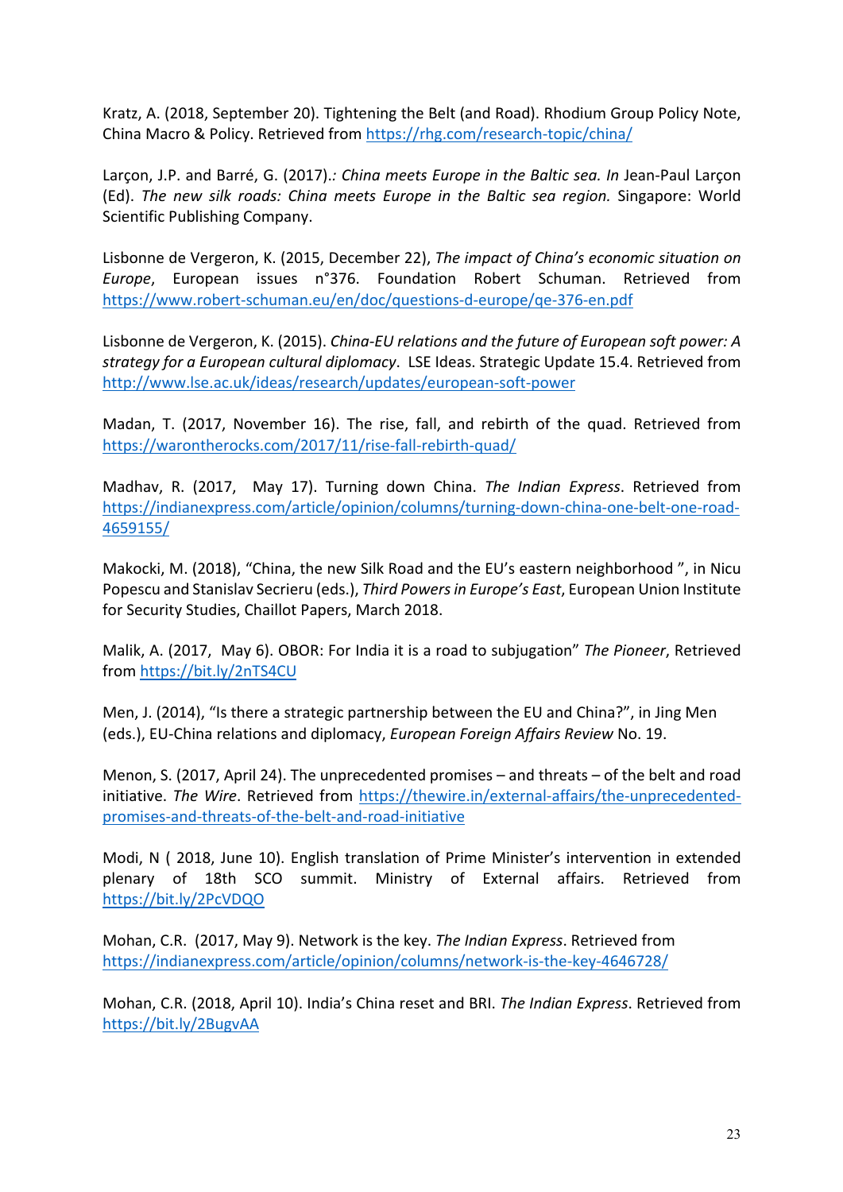Kratz, A. (2018, September 20). Tightening the Belt (and Road). Rhodium Group Policy Note, China Macro & Policy. Retrieved from https://rhg.com/research-topic/china/

Larçon, J.P. and Barré, G. (2017).*: China meets Europe in the Baltic sea. In* Jean-Paul Larçon (Ed). *The new silk roads: China meets Europe in the Baltic sea region.* Singapore: World Scientific Publishing Company.

Lisbonne de Vergeron, K. (2015, December 22), *The impact of China's economic situation on Europe*, European issues n°376. Foundation Robert Schuman. Retrieved from https://www.robert-schuman.eu/en/doc/questions-d-europe/qe-376-en.pdf

Lisbonne de Vergeron, K. (2015). *China-EU relations and the future of European soft power: A strategy for a European cultural diplomacy*. LSE Ideas. Strategic Update 15.4. Retrieved from http://www.lse.ac.uk/ideas/research/updates/european-soft-power

Madan, T. (2017, November 16). The rise, fall, and rebirth of the quad. Retrieved from https://warontherocks.com/2017/11/rise-fall-rebirth-quad/

Madhav, R. (2017, May 17). Turning down China. *The Indian Express*. Retrieved from https://indianexpress.com/article/opinion/columns/turning-down-china-one-belt-one-road-4659155/

Makocki, M. (2018), "China, the new Silk Road and the EU's eastern neighborhood ", in Nicu Popescu and Stanislav Secrieru (eds.), *Third Powers in Europe's East*, European Union Institute for Security Studies, Chaillot Papers, March 2018.

Malik, A. (2017, May 6). OBOR: For India it is a road to subjugation" *The Pioneer*, Retrieved from https://bit.ly/2nTS4CU

Men, J. (2014), "Is there a strategic partnership between the EU and China?", in Jing Men (eds.), EU-China relations and diplomacy, *European Foreign Affairs Review* No. 19.

Menon, S. (2017, April 24). The unprecedented promises – and threats – of the belt and road initiative. *The Wire*. Retrieved from https://thewire.in/external-affairs/the-unprecedented-promises-and-threats-of-the-belt-and-road-initiative

Modi, N ( 2018, June 10). English translation of Prime Minister's intervention in extended plenary of 18th SCO summit. Ministry of External affairs. Retrieved from https://bit.ly/2PcVDQO

Mohan, C.R. (2017, May 9). Network is the key. *The Indian Express*. Retrieved from https://indianexpress.com/article/opinion/columns/network-is-the-key-4646728/

Mohan, C.R. (2018, April 10). India's China reset and BRI. *The Indian Express*. Retrieved from https://bit.ly/2BugvAA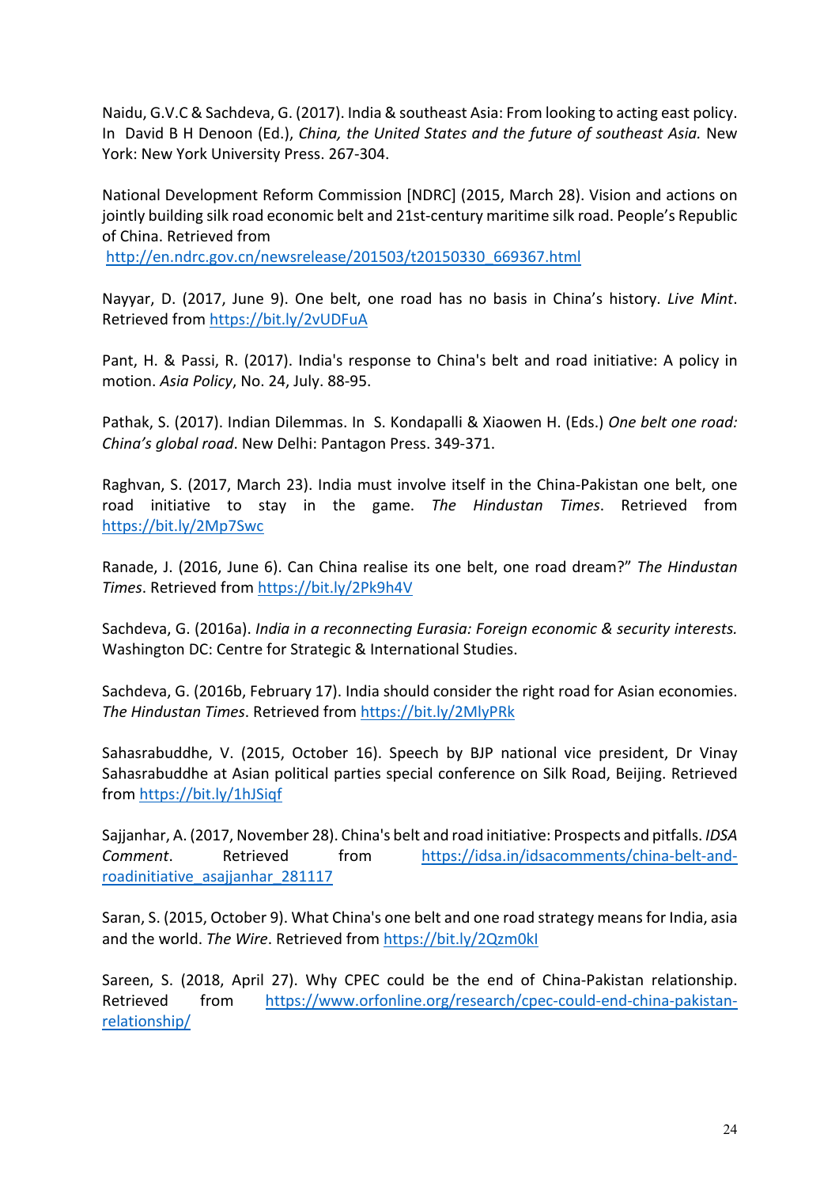Naidu, G.V.C & Sachdeva, G. (2017). India & southeast Asia: From looking to acting east policy. In David B H Denoon (Ed.), *China, the United States and the future of southeast Asia.* New York: New York University Press. 267-304.

National Development Reform Commission [NDRC] (2015, March 28). Vision and actions on jointly building silk road economic belt and 21st-century maritime silk road. People's Republic of China. Retrieved from http://en.ndrc.gov.cn/newsrelease/201503/t20150330_669367.html

Nayyar, D. (2017, June 9). One belt, one road has no basis in China's history. *Live Mint*. Retrieved from https://bit.ly/2vUDFuA

Pant, H. & Passi, R. (2017). India's response to China's belt and road initiative: A policy in motion. *Asia Policy*, No. 24, July. 88-95.

Pathak, S. (2017). Indian Dilemmas. In S. Kondapalli & Xiaowen H. (Eds.) *One belt one road: China's global road*. New Delhi: Pantagon Press. 349-371.

Raghvan, S. (2017, March 23). India must involve itself in the China-Pakistan one belt, one road initiative to stay in the game. *The Hindustan Times*. Retrieved from https://bit.ly/2Mp7Swc

Ranade, J. (2016, June 6). Can China realise its one belt, one road dream?" *The Hindustan Times*. Retrieved from https://bit.ly/2Pk9h4V

Sachdeva, G. (2016a). *India in a reconnecting Eurasia: Foreign economic & security interests.* Washington DC: Centre for Strategic & International Studies.

Sachdeva, G. (2016b, February 17). India should consider the right road for Asian economies. *The Hindustan Times*. Retrieved from https://bit.ly/2MlyPRk

Sahasrabuddhe, V. (2015, October 16). Speech by BJP national vice president, Dr Vinay Sahasrabuddhe at Asian political parties special conference on Silk Road, Beijing. Retrieved from https://bit.ly/1hJSiqf

Sajjanhar, A. (2017, November 28). China's belt and road initiative: Prospects and pitfalls. *IDSA Comment*. Retrieved from https://idsa.in/idsacomments/china-belt-and-roadinitiative_asajjanhar_281117

Saran, S. (2015, October 9). What China's one belt and one road strategy means for India, asia and the world. *The Wire*. Retrieved from https://bit.ly/2Qzm0kI

Sareen, S. (2018, April 27). Why CPEC could be the end of China-Pakistan relationship. Retrieved from https://www.orfonline.org/research/cpec-could-end-china-pakistan-relationship/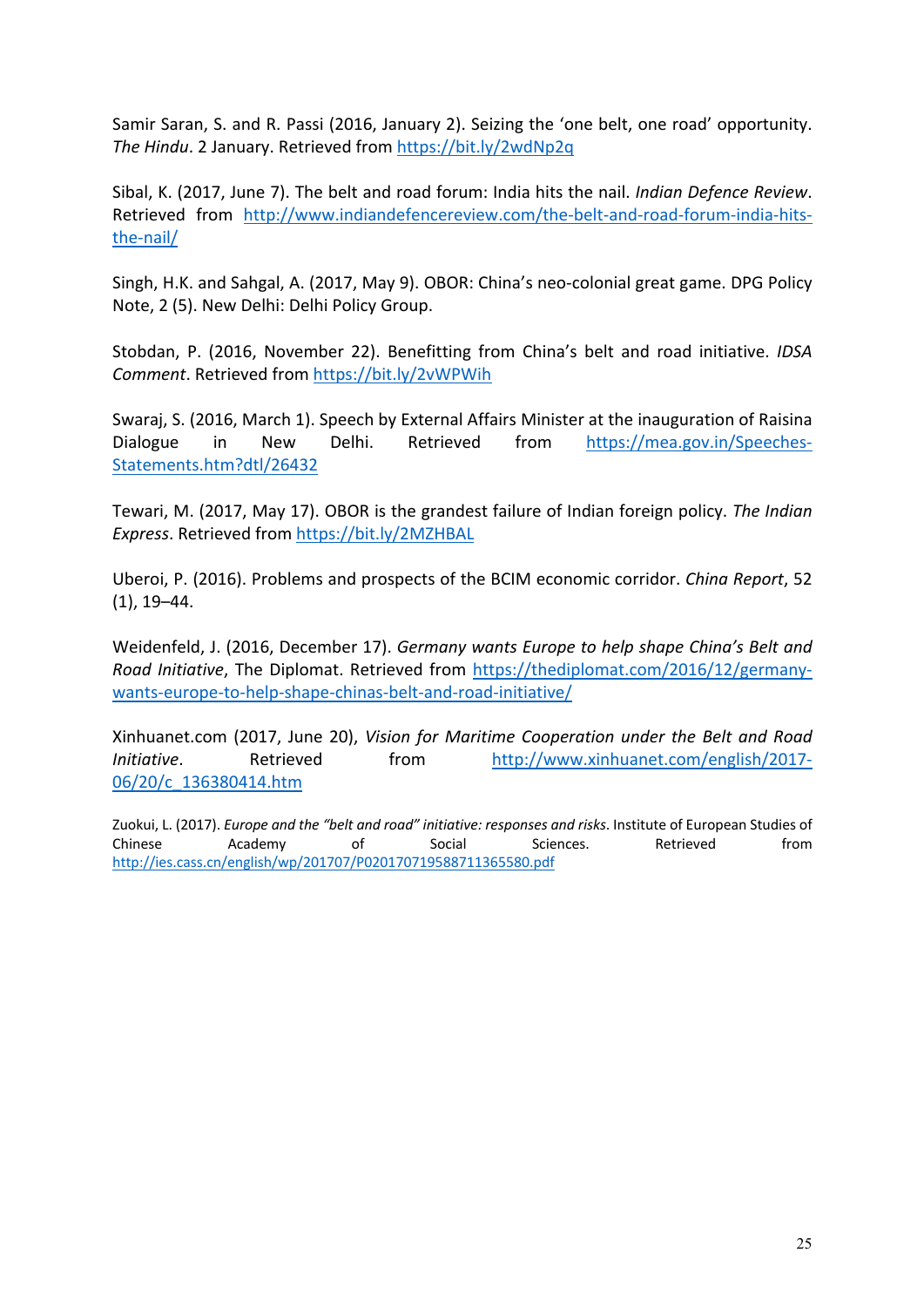Samir Saran, S. and R. Passi (2016, January 2). Seizing the 'one belt, one road' opportunity. *The Hindu*. 2 January. Retrieved from https://bit.ly/2wdNp2q

Sibal, K. (2017, June 7). The belt and road forum: India hits the nail. *Indian Defence Review*. Retrieved from http://www.indiandefencereview.com/the-belt-and-road-forum-india-hits-the-nail/

Singh, H.K. and Sahgal, A. (2017, May 9). OBOR: China's neo-colonial great game. DPG Policy Note, 2 (5). New Delhi: Delhi Policy Group.

Stobdan, P. (2016, November 22). Benefitting from China's belt and road initiative. *IDSA Comment*. Retrieved from https://bit.ly/2vWPWih

Swaraj, S. (2016, March 1). Speech by External Affairs Minister at the inauguration of Raisina Dialogue in New Delhi. Retrieved from https://mea.gov.in/Speeches-Statements.htm?dtl/26432

Tewari, M. (2017, May 17). OBOR is the grandest failure of Indian foreign policy. *The Indian Express*. Retrieved from https://bit.ly/2MZHBAL

Uberoi, P. (2016). Problems and prospects of the BCIM economic corridor. *China Report*, 52 (1), 19–44.

Weidenfeld, J. (2016, December 17). *Germany wants Europe to help shape China's Belt and Road Initiative*, The Diplomat. Retrieved from https://thediplomat.com/2016/12/germany-wants-europe-to-help-shape-chinas-belt-and-road-initiative/

Xinhuanet.com (2017, June 20), *Vision for Maritime Cooperation under the Belt and Road Initiative*. Retrieved from http://www.xinhuanet.com/english/2017-06/20/c_136380414.htm

Zuokui, L. (2017). *Europe and the "belt and road" initiative: responses and risks*. Institute of European Studies of Chinese Academy of Social Sciences. Retrieved from http://ies.cass.cn/english/wp/201707/P020170719588711365580.pdf